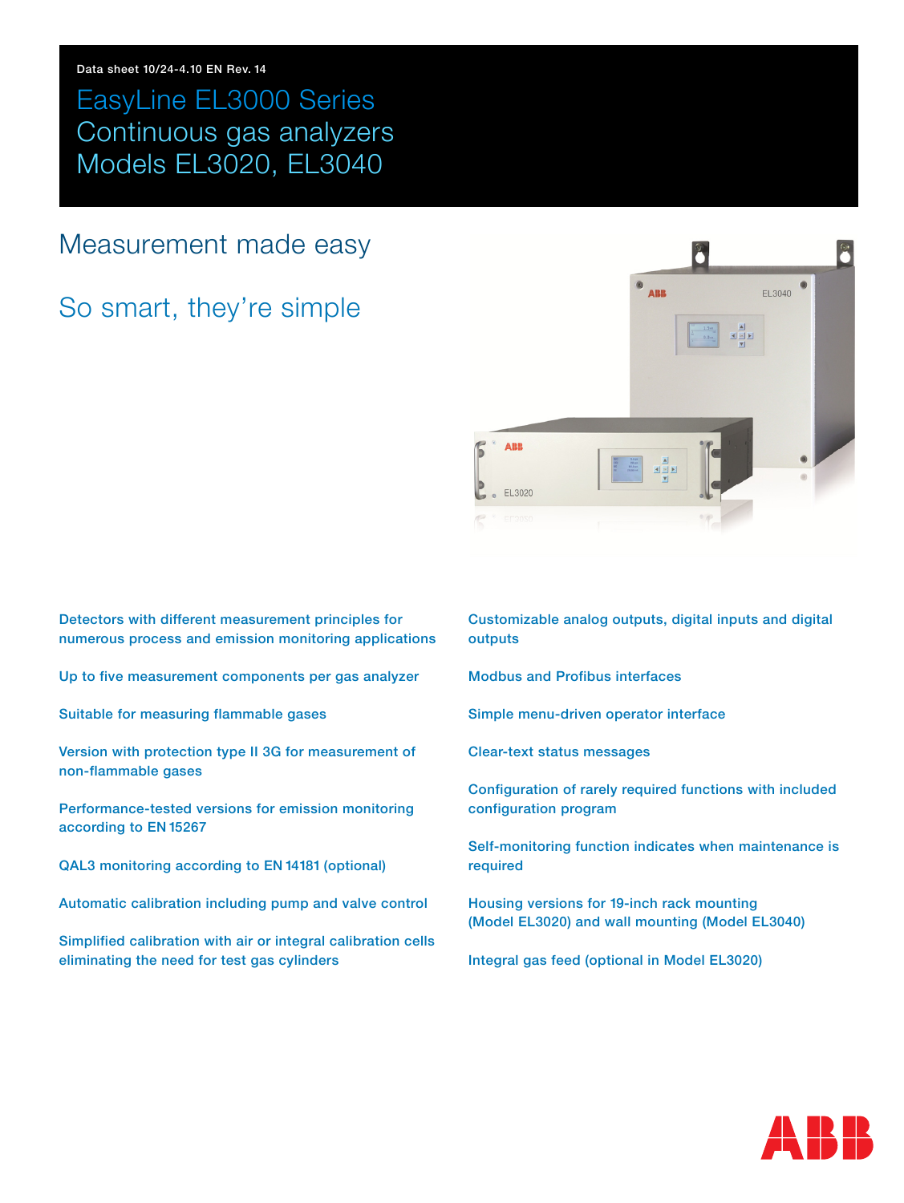Data sheet 10/24-4.10 EN Rev. 14

# EasyLine EL3000 Series Continuous gas analyzers Models EL3020, EL3040

## Measurement made easy

## So smart, they're simple

Detectors with different measurement principles for numerous process and emission monitoring applications

Up to five measurement components per gas analyzer

Suitable for measuring flammable gases

Version with protection type II 3G for measurement of non-flammable gases

Performance-tested versions for emission monitoring according to EN 15267

QAL3 monitoring according to EN 14181 (optional)

Automatic calibration including pump and valve control

Simplified calibration with air or integral calibration cells eliminating the need for test gas cylinders

Customizable analog outputs, digital inputs and digital outputs

Modbus and Profibus interfaces

Simple menu-driven operator interface

Clear-text status messages

Configuration of rarely required functions with included configuration program

Self-monitoring function indicates when maintenance is required

Housing versions for 19-inch rack mounting (Model EL3020) and wall mounting (Model EL3040)

Integral gas feed (optional in Model EL3020)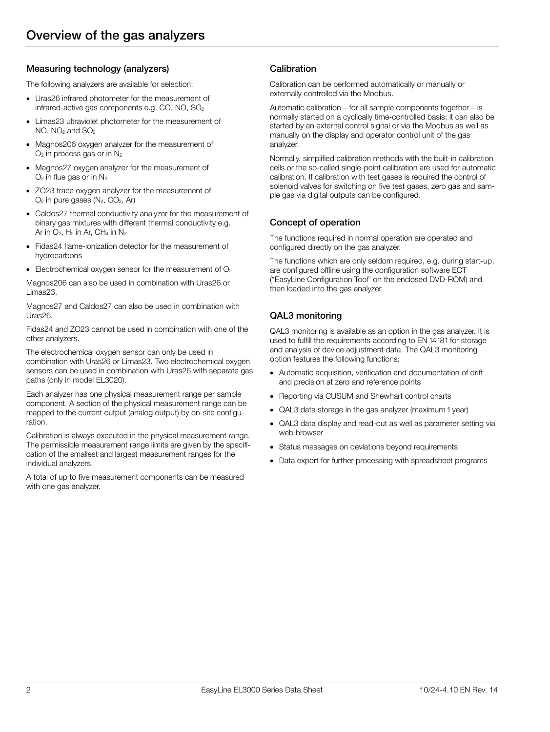# Overview of the gas analyzers

## Measuring technology (analyzers)

The following analyzers are available for selection:

- Uras26 infrared photometer for the measurement of infrared-active gas components e.g. CO, NO, $SO_2$
- Limas23 ultraviolet photometer for the measurement of NO, $NO_2$ and $SO_2$
- Magnos206 oxygen analyzer for the measurement of $O_2$ in process gas or in $N_2$
- Magnos27 oxygen analyzer for the measurement of $O_2$ in flue gas or in $N_2$
- ZO23 trace oxygen analyzer for the measurement of $O_2$ in pure gases ($N_2$, $CO_2$, Ar)
- Caldos27 thermal conductivity analyzer for the measurement of binary gas mixtures with different thermal conductivity e.g. Ar in $O_2$, $H_2$ in Ar, $CH_4$ in $N_2$
- Fidas24 flame-ionization detector for the measurement of hydrocarbons
- Electrochemical oxygen sensor for the measurement of $O_2$

Magnos206 can also be used in combination with Uras26 or Limas23.

Magnos27 and Caldos27 can also be used in combination with Uras26.

Fidas24 and ZO23 cannot be used in combination with one of the other analyzers.

The electrochemical oxygen sensor can only be used in combination with Uras26 or Limas23. Two electrochemical oxygen sensors can be used in combination with Uras26 with separate gas paths (only in model EL3020).

Each analyzer has one physical measurement range per sample component. A section of the physical measurement range can be mapped to the current output (analog output) by on-site configuration.

Calibration is always executed in the physical measurement range. The permissible measurement range limits are given by the specification of the smallest and largest measurement ranges for the individual analyzers.

A total of up to five measurement components can be measured with one gas analyzer.

## Calibration

Calibration can be performed automatically or manually or externally controlled via the Modbus.

Automatic calibration – for all sample components together – is normally started on a cyclically time-controlled basis; it can also be started by an external control signal or via the Modbus as well as manually on the display and operator control unit of the gas analyzer.

Normally, simplified calibration methods with the built-in calibration cells or the so-called single-point calibration are used for automatic calibration. If calibration with test gases is required the control of solenoid valves for switching on five test gases, zero gas and sample gas via digital outputs can be configured.

## Concept of operation

The functions required in normal operation are operated and configured directly on the gas analyzer.

The functions which are only seldom required, e.g. during start-up, are configured offline using the configuration software ECT ("EasyLine Configuration Tool" on the enclosed DVD-ROM) and then loaded into the gas analyzer.

## QAL3 monitoring

QAL3 monitoring is available as an option in the gas analyzer. It is used to fulfill the requirements according to EN 14181 for storage and analysis of device adjustment data. The QAL3 monitoring option features the following functions:

- Automatic acquisition, verification and documentation of drift and precision at zero and reference points
- Reporting via CUSUM and Shewhart control charts
- QAL3 data storage in the gas analyzer (maximum 1 year)
- QAL3 data display and read-out as well as parameter setting via web browser
- Status messages on deviations beyond requirements
- Data export for further processing with spreadsheet programs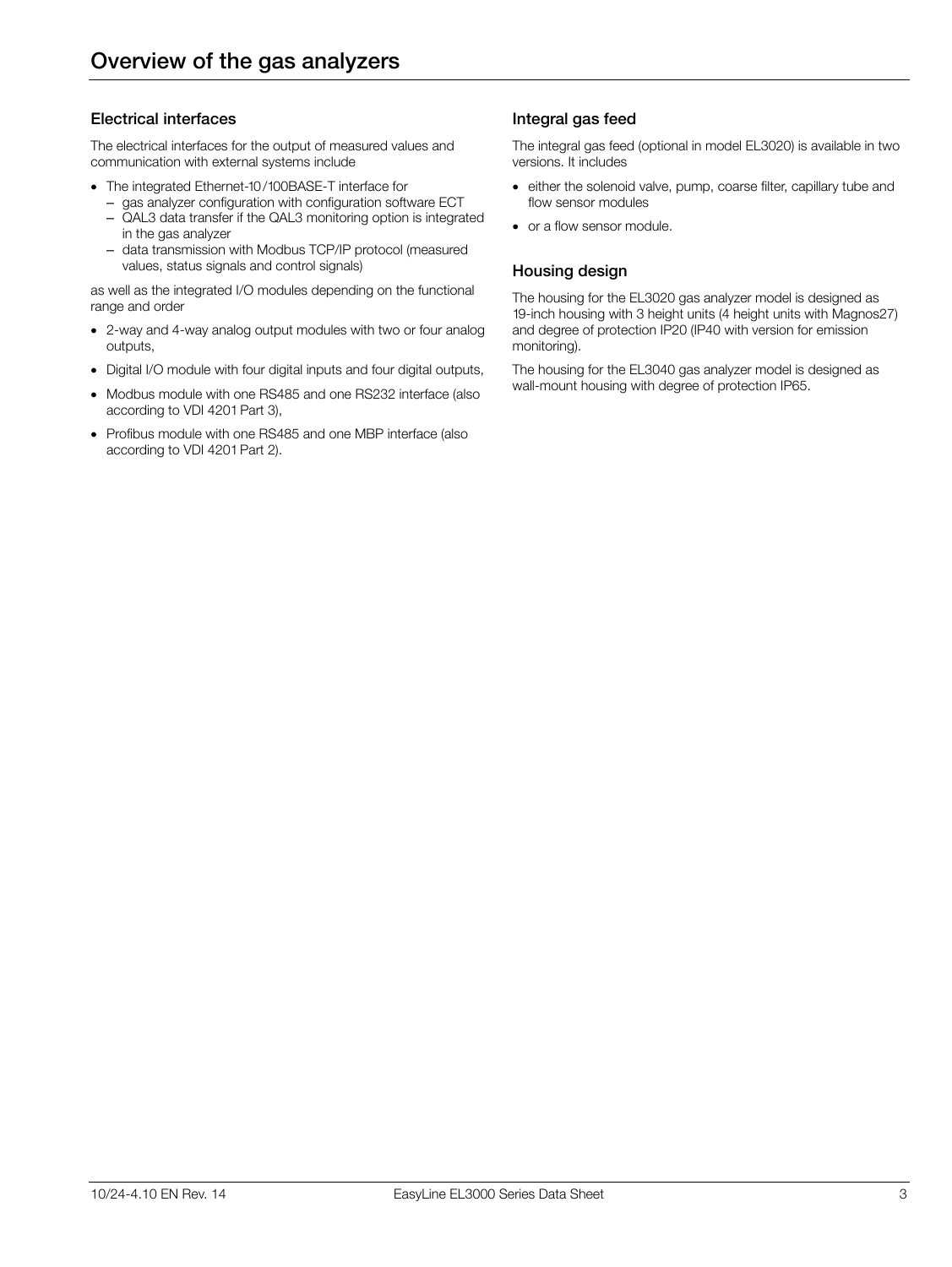# Overview of the gas analyzers

## Electrical interfaces

The electrical interfaces for the output of measured values and communication with external systems include

- The integrated Ethernet-10/100BASE-T interface for
  - gas analyzer configuration with configuration software ECT
  - QAL3 data transfer if the QAL3 monitoring option is integrated in the gas analyzer
  - data transmission with Modbus TCP/IP protocol (measured values, status signals and control signals)

as well as the integrated I/O modules depending on the functional range and order

- 2-way and 4-way analog output modules with two or four analog outputs,
- Digital I/O module with four digital inputs and four digital outputs,
- Modbus module with one RS485 and one RS232 interface (also according to VDI 4201 Part 3),
- Profibus module with one RS485 and one MBP interface (also according to VDI 4201 Part 2).

## Integral gas feed

The integral gas feed (optional in model EL3020) is available in two versions. It includes

- either the solenoid valve, pump, coarse filter, capillary tube and flow sensor modules
- or a flow sensor module.

## Housing design

The housing for the EL3020 gas analyzer model is designed as 19-inch housing with 3 height units (4 height units with Magnos27) and degree of protection IP20 (IP40 with version for emission monitoring).

The housing for the EL3040 gas analyzer model is designed as wall-mount housing with degree of protection IP65.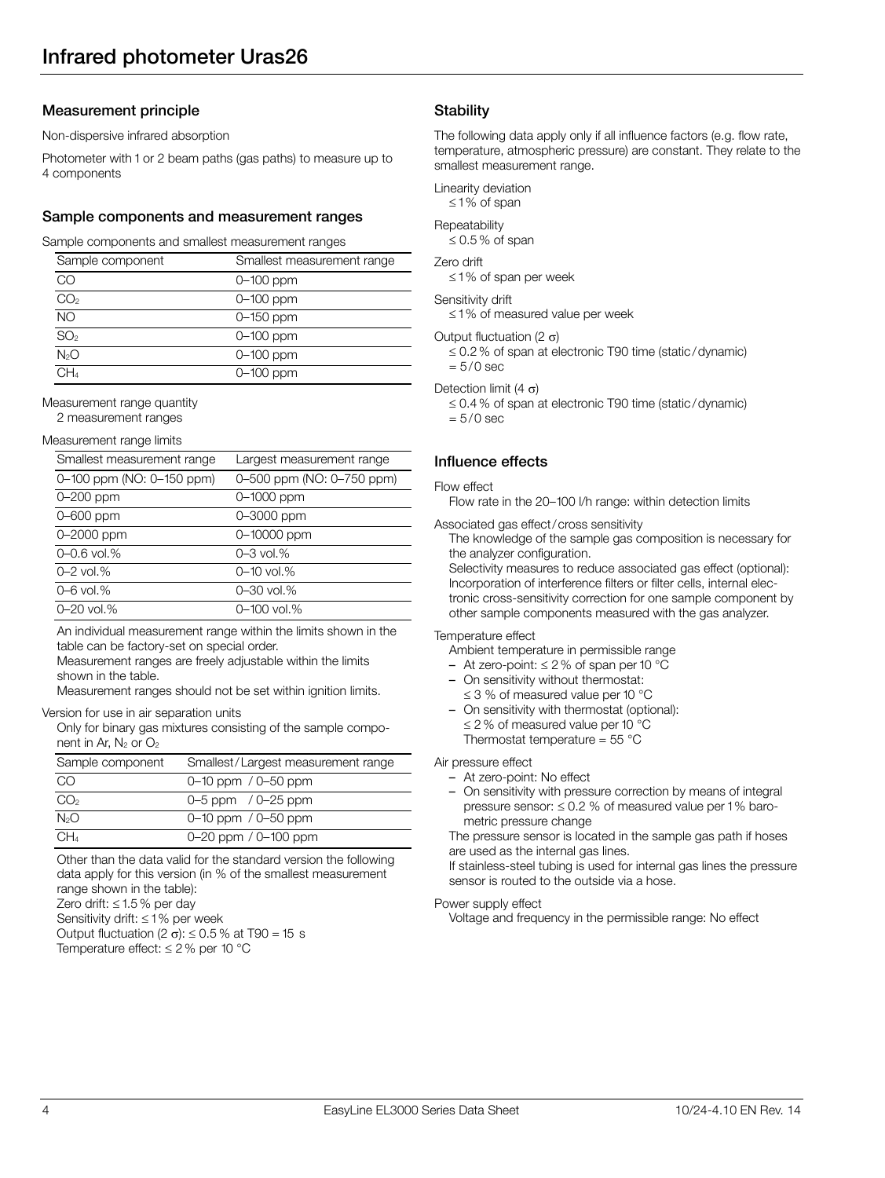# Infrared photometer Uras26

## Measurement principle

Non-dispersive infrared absorption

Photometer with 1 or 2 beam paths (gas paths) to measure up to 4 components

## Sample components and measurement ranges

Sample components and smallest measurement ranges

| Sample component | Smallest measurement range |
|---|---|
| CO | 0–100 ppm |
| $CO_2$ | 0–100 ppm |
| NO | 0–150 ppm |
| $SO_2$ | 0–100 ppm |
| $N_2O$ | 0–100 ppm |
| $CH_4$ | 0–100 ppm |

Measurement range quantity
2 measurement ranges

Measurement range limits

| Smallest measurement range | Largest measurement range |
|---|---|
| 0–100 ppm (NO: 0–150 ppm) | 0–500 ppm (NO: 0–750 ppm) |
| 0–200 ppm | 0–1000 ppm |
| 0–600 ppm | 0–3000 ppm |
| 0–2000 ppm | 0–10000 ppm |
| 0–0.6 vol.% | 0–3 vol.% |
| 0–2 vol.% | 0–10 vol.% |
| 0–6 vol.% | 0–30 vol.% |
| 0–20 vol.% | 0–100 vol.% |

An individual measurement range within the limits shown in the table can be factory-set on special order.
Measurement ranges are freely adjustable within the limits shown in the table.
Measurement ranges should not be set within ignition limits.

Version for use in air separation units
Only for binary gas mixtures consisting of the sample component in Ar, $N_2$ or $O_2$

| Sample component | Smallest/Largest measurement range |
|---|---|
| CO | 0–10 ppm / 0–50 ppm |
| $CO_2$ | 0–5 ppm / 0–25 ppm |
| $N_2O$ | 0–10 ppm / 0–50 ppm |
| $CH_4$ | 0–20 ppm / 0–100 ppm |

Other than the data valid for the standard version the following data apply for this version (in % of the smallest measurement range shown in the table):
Zero drift: ≤ 1.5 % per day
Sensitivity drift: ≤ 1 % per week
Output fluctuation (2 σ): ≤ 0.5 % at T90 = 15 s
Temperature effect: ≤ 2 % per 10 °C

## Stability

The following data apply only if all influence factors (e.g. flow rate, temperature, atmospheric pressure) are constant. They relate to the smallest measurement range.

Linearity deviation
≤ 1 % of span

Repeatability
≤ 0.5 % of span

Zero drift
≤ 1 % of span per week

Sensitivity drift
≤ 1 % of measured value per week

Output fluctuation (2 σ)
≤ 0.2 % of span at electronic T90 time (static/dynamic) = 5/0 sec

Detection limit (4 σ)
≤ 0.4 % of span at electronic T90 time (static/dynamic) = 5/0 sec

## Influence effects

Flow effect
Flow rate in the 20–100 l/h range: within detection limits

Associated gas effect/cross sensitivity
The knowledge of the sample gas composition is necessary for the analyzer configuration.
Selectivity measures to reduce associated gas effect (optional): Incorporation of interference filters or filter cells, internal electronic cross-sensitivity correction for one sample component by other sample components measured with the gas analyzer.

Temperature effect
Ambient temperature in permissible range

- At zero-point: ≤ 2 % of span per 10 °C
- On sensitivity without thermostat: ≤ 3 % of measured value per 10 °C
- On sensitivity with thermostat (optional): ≤ 2 % of measured value per 10 °C
  Thermostat temperature = 55 °C

Air pressure effect

- At zero-point: No effect
- On sensitivity with pressure correction by means of integral pressure sensor: ≤ 0.2 % of measured value per 1 % barometric pressure change

The pressure sensor is located in the sample gas path if hoses are used as the internal gas lines.
If stainless-steel tubing is used for internal gas lines the pressure sensor is routed to the outside via a hose.

Power supply effect
Voltage and frequency in the permissible range: No effect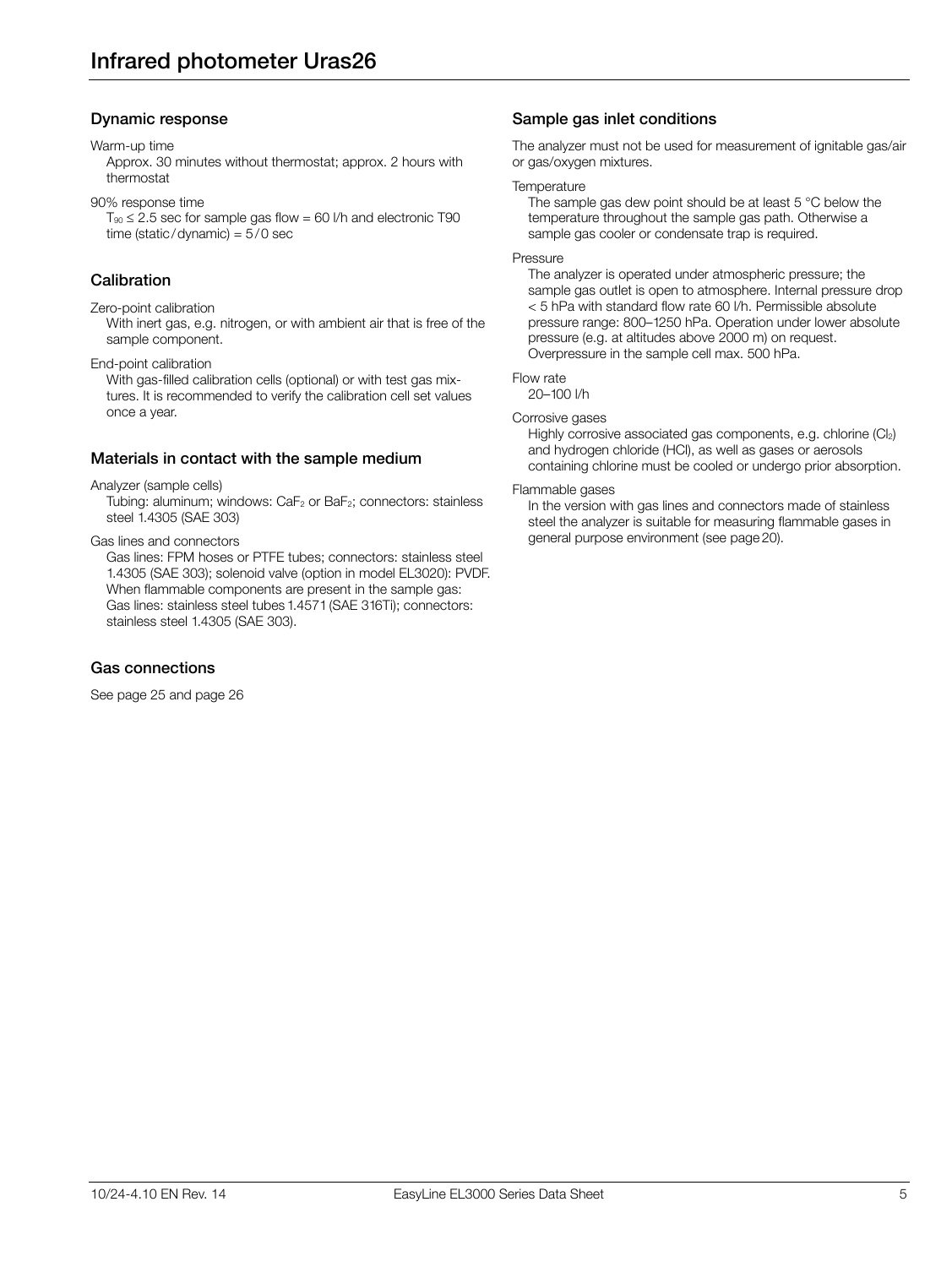# Infrared photometer Uras26

## Dynamic response

Warm-up time
Approx. 30 minutes without thermostat; approx. 2 hours with thermostat

90% response time
$T_{90} \leq 2.5$ sec for sample gas flow = 60 l/h and electronic T90 time (static / dynamic) = 5 / 0 sec

## Calibration

Zero-point calibration
With inert gas, e.g. nitrogen, or with ambient air that is free of the sample component.

End-point calibration
With gas-filled calibration cells (optional) or with test gas mixtures. It is recommended to verify the calibration cell set values once a year.

## Materials in contact with the sample medium

Analyzer (sample cells)
Tubing: aluminum; windows: $CaF_2$ or $BaF_2$; connectors: stainless steel 1.4305 (SAE 303)

Gas lines and connectors
Gas lines: FPM hoses or PTFE tubes; connectors: stainless steel 1.4305 (SAE 303); solenoid valve (option in model EL3020): PVDF.
When flammable components are present in the sample gas:
Gas lines: stainless steel tubes 1.4571 (SAE 316Ti); connectors: stainless steel 1.4305 (SAE 303).

## Gas connections

See page 25 and page 26

## Sample gas inlet conditions

The analyzer must not be used for measurement of ignitable gas/air or gas/oxygen mixtures.

Temperature
The sample gas dew point should be at least 5 °C below the temperature throughout the sample gas path. Otherwise a sample gas cooler or condensate trap is required.

Pressure
The analyzer is operated under atmospheric pressure; the sample gas outlet is open to atmosphere. Internal pressure drop < 5 hPa with standard flow rate 60 l/h. Permissible absolute pressure range: 800–1250 hPa. Operation under lower absolute pressure (e.g. at altitudes above 2000 m) on request.
Overpressure in the sample cell max. 500 hPa.

Flow rate
20–100 l/h

Corrosive gases
Highly corrosive associated gas components, e.g. chlorine ($Cl_2$) and hydrogen chloride (HCl), as well as gases or aerosols containing chlorine must be cooled or undergo prior absorption.

Flammable gases
In the version with gas lines and connectors made of stainless steel the analyzer is suitable for measuring flammable gases in general purpose environment (see page 20).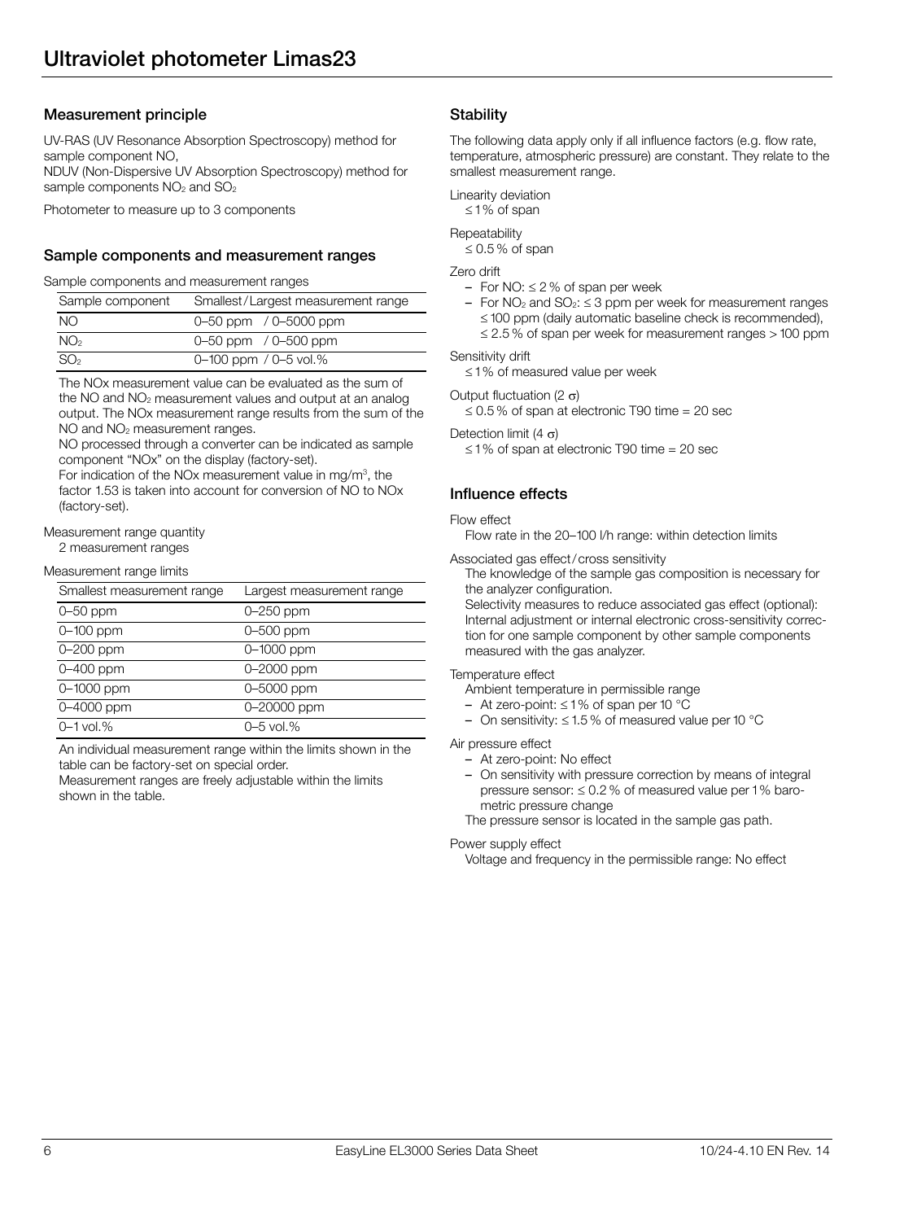# Ultraviolet photometer Limas23

## Measurement principle

UV-RAS (UV Resonance Absorption Spectroscopy) method for sample component NO,
NDUV (Non-Dispersive UV Absorption Spectroscopy) method for sample components $NO_2$ and $SO_2$

Photometer to measure up to 3 components

## Sample components and measurement ranges

Sample components and measurement ranges

| Sample component | Smallest/Largest measurement range |
|---|---|
| NO | 0–50 ppm / 0–5000 ppm |
| $NO_2$ | 0–50 ppm / 0–500 ppm |
| $SO_2$ | 0–100 ppm / 0–5 vol.% |

The NOx measurement value can be evaluated as the sum of the NO and $NO_2$ measurement values and output at an analog output. The NOx measurement range results from the sum of the NO and $NO_2$ measurement ranges.
NO processed through a converter can be indicated as sample component "NOx" on the display (factory-set).
For indication of the NOx measurement value in mg/m$^3$, the factor 1.53 is taken into account for conversion of NO to NOx (factory-set).

Measurement range quantity
2 measurement ranges

Measurement range limits

| Smallest measurement range | Largest measurement range |
|---|---|
| 0–50 ppm | 0–250 ppm |
| 0–100 ppm | 0–500 ppm |
| 0–200 ppm | 0–1000 ppm |
| 0–400 ppm | 0–2000 ppm |
| 0–1000 ppm | 0–5000 ppm |
| 0–4000 ppm | 0–20000 ppm |
| 0–1 vol.% | 0–5 vol.% |

An individual measurement range within the limits shown in the table can be factory-set on special order.
Measurement ranges are freely adjustable within the limits shown in the table.

## Stability

The following data apply only if all influence factors (e.g. flow rate, temperature, atmospheric pressure) are constant. They relate to the smallest measurement range.

Linearity deviation
≤ 1% of span

Repeatability
≤ 0.5 % of span

Zero drift
- For NO: ≤ 2 % of span per week
- For $NO_2$ and $SO_2$: ≤ 3 ppm per week for measurement ranges ≤ 100 ppm (daily automatic baseline check is recommended), ≤ 2.5 % of span per week for measurement ranges > 100 ppm

Sensitivity drift
≤ 1% of measured value per week

Output fluctuation (2 $\sigma$)
≤ 0.5 % of span at electronic T90 time = 20 sec

Detection limit (4 $\sigma$)
≤ 1% of span at electronic T90 time = 20 sec

## Influence effects

Flow effect
Flow rate in the 20–100 l/h range: within detection limits

Associated gas effect/cross sensitivity
The knowledge of the sample gas composition is necessary for the analyzer configuration.
Selectivity measures to reduce associated gas effect (optional): Internal adjustment or internal electronic cross-sensitivity correction for one sample component by other sample components measured with the gas analyzer.

Temperature effect
Ambient temperature in permissible range
- At zero-point: ≤ 1% of span per 10 °C
- On sensitivity: ≤ 1.5 % of measured value per 10 °C

Air pressure effect
- At zero-point: No effect
- On sensitivity with pressure correction by means of integral pressure sensor: ≤ 0.2 % of measured value per 1% barometric pressure change

The pressure sensor is located in the sample gas path.

Power supply effect
Voltage and frequency in the permissible range: No effect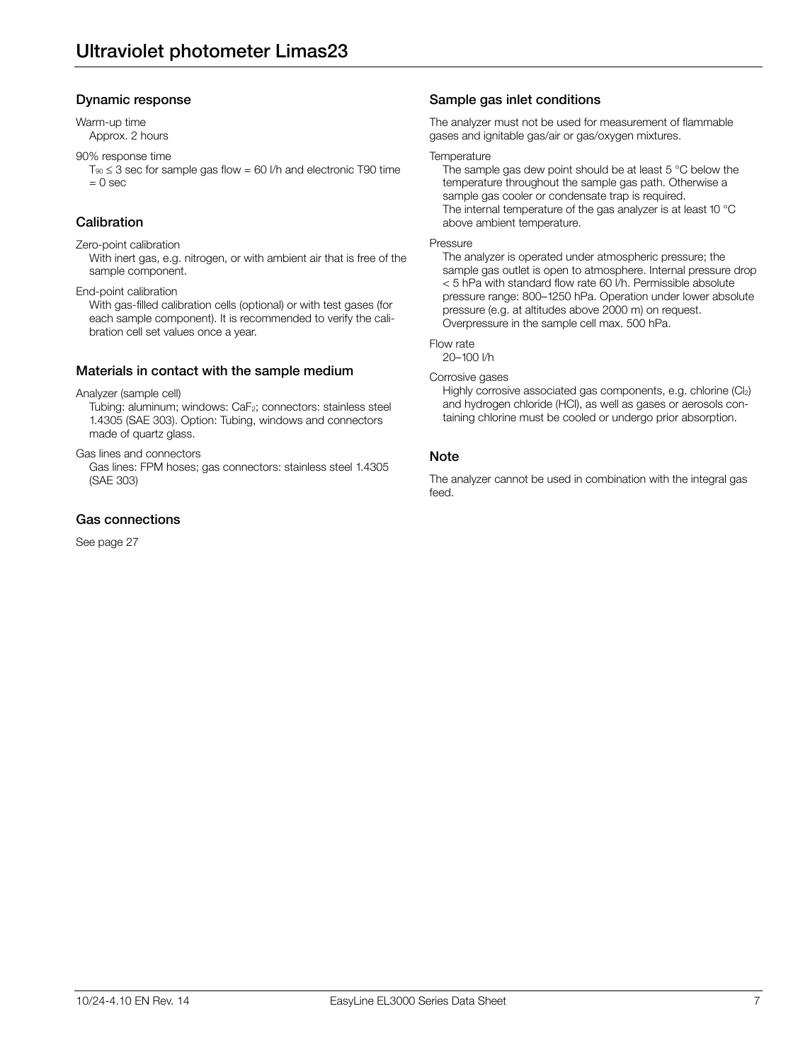# Ultraviolet photometer Limas23

## Dynamic response

Warm-up time
Approx. 2 hours

90% response time
$T_{90} \leq 3$ sec for sample gas flow = 60 l/h and electronic T90 time = 0 sec

## Calibration

Zero-point calibration
With inert gas, e.g. nitrogen, or with ambient air that is free of the sample component.

End-point calibration
With gas-filled calibration cells (optional) or with test gases (for each sample component). It is recommended to verify the calibration cell set values once a year.

## Materials in contact with the sample medium

Analyzer (sample cell)
Tubing: aluminum; windows: $CaF_2$; connectors: stainless steel 1.4305 (SAE 303). Option: Tubing, windows and connectors made of quartz glass.

Gas lines and connectors
Gas lines: FPM hoses; gas connectors: stainless steel 1.4305 (SAE 303)

## Gas connections

See page 27

## Sample gas inlet conditions

The analyzer must not be used for measurement of flammable gases and ignitable gas/air or gas/oxygen mixtures.

Temperature
The sample gas dew point should be at least 5 °C below the temperature throughout the sample gas path. Otherwise a sample gas cooler or condensate trap is required.
The internal temperature of the gas analyzer is at least 10 °C above ambient temperature.

Pressure
The analyzer is operated under atmospheric pressure; the sample gas outlet is open to atmosphere. Internal pressure drop < 5 hPa with standard flow rate 60 l/h. Permissible absolute pressure range: 800–1250 hPa. Operation under lower absolute pressure (e.g. at altitudes above 2000 m) on request.
Overpressure in the sample cell max. 500 hPa.

Flow rate
20–100 l/h

Corrosive gases
Highly corrosive associated gas components, e.g. chlorine ($Cl_2$) and hydrogen chloride (HCl), as well as gases or aerosols containing chlorine must be cooled or undergo prior absorption.

## Note

The analyzer cannot be used in combination with the integral gas feed.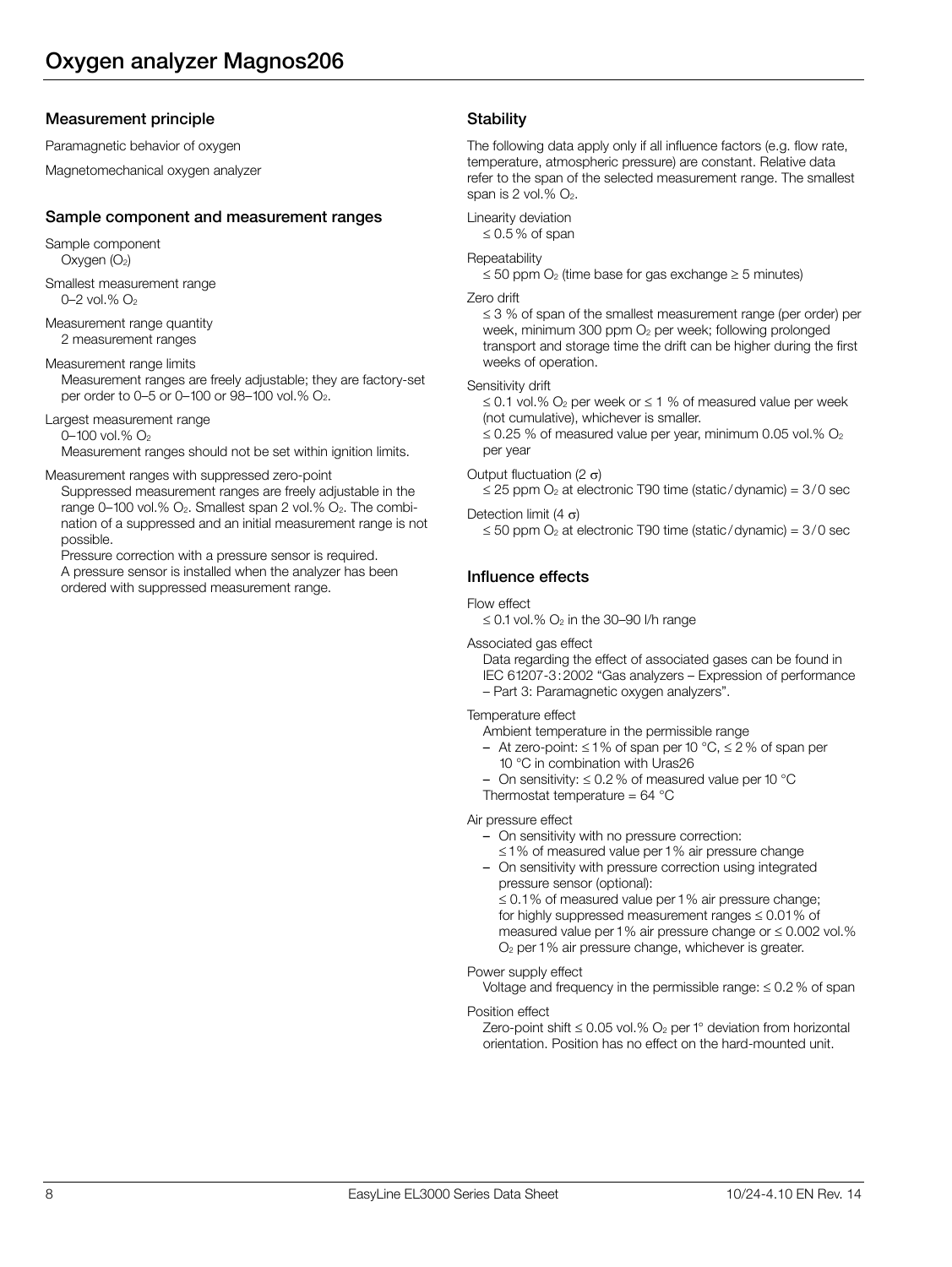# Oxygen analyzer Magnos206

## Measurement principle

Paramagnetic behavior of oxygen

Magnetomechanical oxygen analyzer

## Sample component and measurement ranges

Sample component
Oxygen ($O_2$)

Smallest measurement range
0–2 vol.% $O_2$

Measurement range quantity
2 measurement ranges

Measurement range limits
Measurement ranges are freely adjustable; they are factory-set per order to 0–5 or 0–100 or 98–100 vol.% $O_2$.

Largest measurement range
0–100 vol.% $O_2$
Measurement ranges should not be set within ignition limits.

Measurement ranges with suppressed zero-point
Suppressed measurement ranges are freely adjustable in the range 0–100 vol.% $O_2$. Smallest span 2 vol.% $O_2$. The combination of a suppressed and an initial measurement range is not possible.
Pressure correction with a pressure sensor is required.
A pressure sensor is installed when the analyzer has been ordered with suppressed measurement range.

## Stability

The following data apply only if all influence factors (e.g. flow rate, temperature, atmospheric pressure) are constant. Relative data refer to the span of the selected measurement range. The smallest span is 2 vol.% $O_2$.

Linearity deviation
≤ 0.5 % of span

Repeatability
≤ 50 ppm $O_2$ (time base for gas exchange ≥ 5 minutes)

Zero drift
≤ 3 % of span of the smallest measurement range (per order) per week, minimum 300 ppm $O_2$ per week; following prolonged transport and storage time the drift can be higher during the first weeks of operation.

Sensitivity drift
≤ 0.1 vol.% $O_2$ per week or ≤ 1 % of measured value per week (not cumulative), whichever is smaller.
≤ 0.25 % of measured value per year, minimum 0.05 vol.% $O_2$ per year

Output fluctuation (2 σ)
≤ 25 ppm $O_2$ at electronic T90 time (static / dynamic) = 3 / 0 sec

Detection limit (4 σ)
≤ 50 ppm $O_2$ at electronic T90 time (static / dynamic) = 3 / 0 sec

## Influence effects

Flow effect
≤ 0.1 vol.% $O_2$ in the 30–90 l/h range

Associated gas effect
Data regarding the effect of associated gases can be found in IEC 61207-3 : 2002 "Gas analyzers – Expression of performance – Part 3: Paramagnetic oxygen analyzers".

Temperature effect
Ambient temperature in the permissible range

- At zero-point: ≤ 1 % of span per 10 °C, ≤ 2 % of span per 10 °C in combination with Uras26
- On sensitivity: ≤ 0.2 % of measured value per 10 °C

Thermostat temperature = 64 °C

Air pressure effect

- On sensitivity with no pressure correction:
  ≤ 1 % of measured value per 1 % air pressure change
- On sensitivity with pressure correction using integrated pressure sensor (optional):
  ≤ 0.1 % of measured value per 1 % air pressure change; for highly suppressed measurement ranges ≤ 0.01 % of measured value per 1 % air pressure change or ≤ 0.002 vol.% $O_2$ per 1 % air pressure change, whichever is greater.

Power supply effect
Voltage and frequency in the permissible range: ≤ 0.2 % of span

Position effect
Zero-point shift ≤ 0.05 vol.% $O_2$ per 1° deviation from horizontal orientation. Position has no effect on the hard-mounted unit.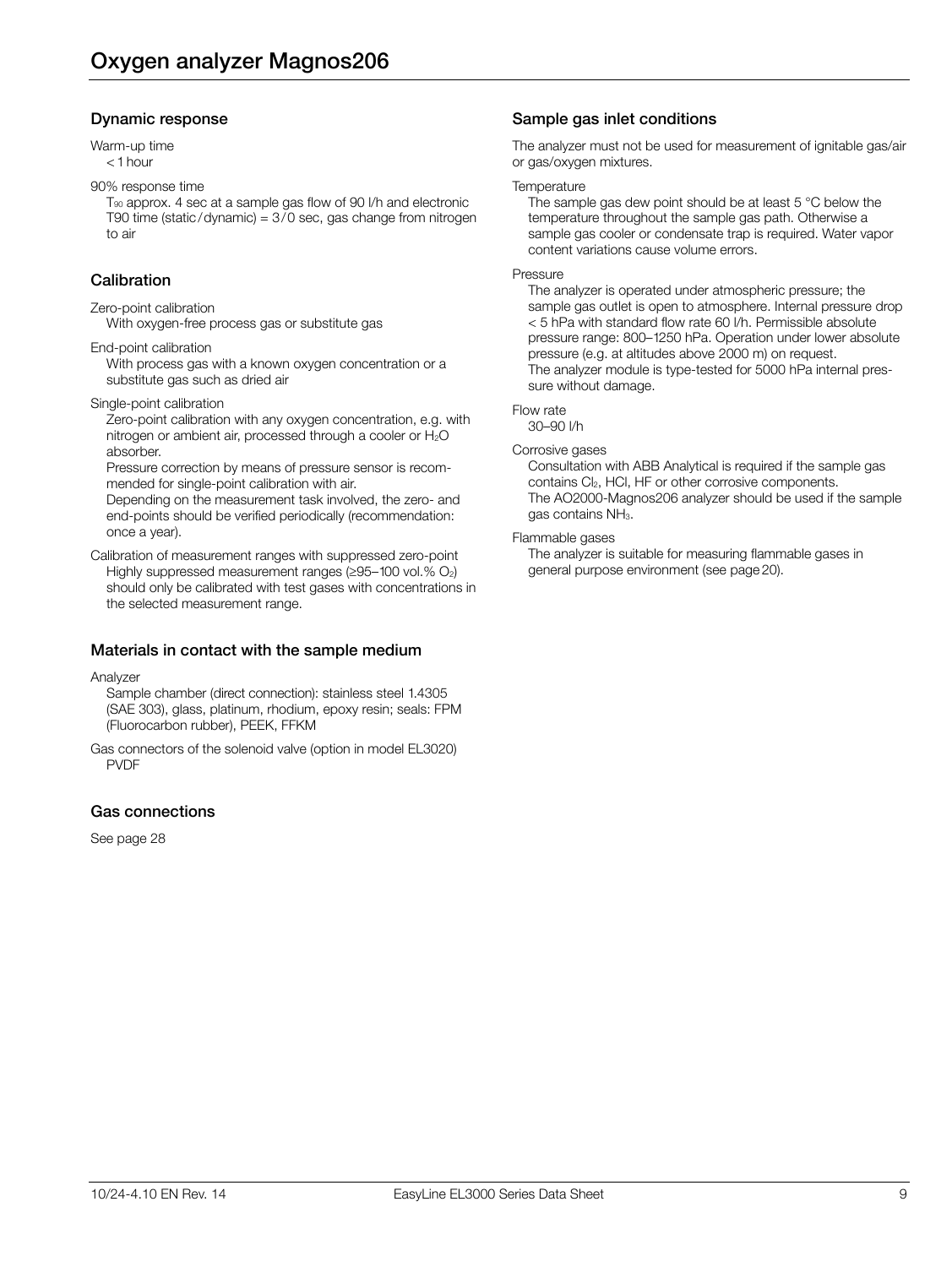# Oxygen analyzer Magnos206

## Dynamic response

Warm-up time
< 1 hour

90% response time
$T_{90}$ approx. 4 sec at a sample gas flow of 90 l/h and electronic T90 time (static/dynamic) = 3/0 sec, gas change from nitrogen to air

## Calibration

Zero-point calibration
With oxygen-free process gas or substitute gas

End-point calibration
With process gas with a known oxygen concentration or a substitute gas such as dried air

Single-point calibration
Zero-point calibration with any oxygen concentration, e.g. with nitrogen or ambient air, processed through a cooler or $H_2O$ absorber.
Pressure correction by means of pressure sensor is recommended for single-point calibration with air.
Depending on the measurement task involved, the zero- and end-points should be verified periodically (recommendation: once a year).

Calibration of measurement ranges with suppressed zero-point
Highly suppressed measurement ranges (≥95–100 vol.% $O_2$) should only be calibrated with test gases with concentrations in the selected measurement range.

## Materials in contact with the sample medium

Analyzer
Sample chamber (direct connection): stainless steel 1.4305 (SAE 303), glass, platinum, rhodium, epoxy resin; seals: FPM (Fluorocarbon rubber), PEEK, FFKM

Gas connectors of the solenoid valve (option in model EL3020)
PVDF

## Gas connections

See page 28

## Sample gas inlet conditions

The analyzer must not be used for measurement of ignitable gas/air or gas/oxygen mixtures.

Temperature
The sample gas dew point should be at least 5 °C below the temperature throughout the sample gas path. Otherwise a sample gas cooler or condensate trap is required. Water vapor content variations cause volume errors.

Pressure
The analyzer is operated under atmospheric pressure; the sample gas outlet is open to atmosphere. Internal pressure drop < 5 hPa with standard flow rate 60 l/h. Permissible absolute pressure range: 800–1250 hPa. Operation under lower absolute pressure (e.g. at altitudes above 2000 m) on request.
The analyzer module is type-tested for 5000 hPa internal pressure without damage.

Flow rate
30–90 l/h

Corrosive gases
Consultation with ABB Analytical is required if the sample gas contains $Cl_2$, HCl, HF or other corrosive components.
The AO2000-Magnos206 analyzer should be used if the sample gas contains $NH_3$.

Flammable gases
The analyzer is suitable for measuring flammable gases in general purpose environment (see page 20).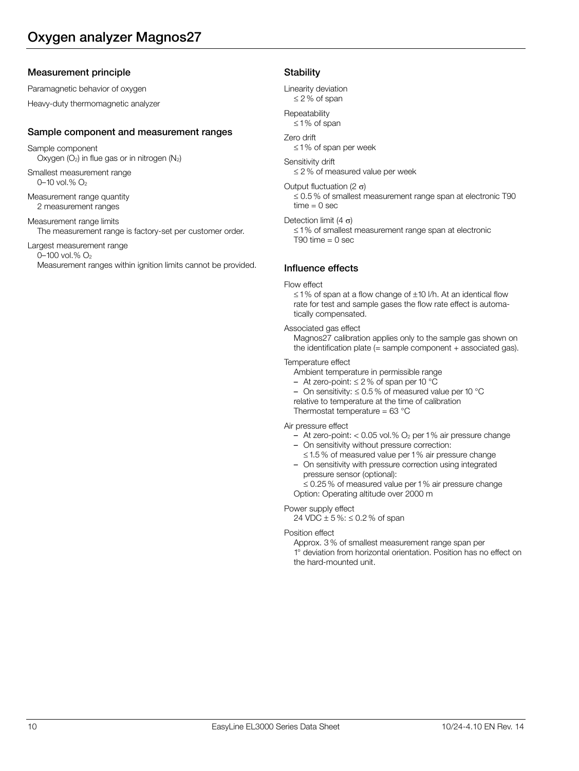# Oxygen analyzer Magnos27

## Measurement principle

Paramagnetic behavior of oxygen

Heavy-duty thermomagnetic analyzer

## Sample component and measurement ranges

Sample component
Oxygen ($O_2$) in flue gas or in nitrogen ($N_2$)

Smallest measurement range
0–10 vol.% $O_2$

Measurement range quantity
2 measurement ranges

Measurement range limits
The measurement range is factory-set per customer order.

Largest measurement range
0–100 vol.% $O_2$
Measurement ranges within ignition limits cannot be provided.

## Stability

Linearity deviation
≤ 2 % of span

Repeatability
≤ 1% of span

Zero drift
≤ 1% of span per week

Sensitivity drift
≤ 2 % of measured value per week

Output fluctuation (2 σ)
≤ 0.5 % of smallest measurement range span at electronic T90 time = 0 sec

Detection limit (4 σ)
≤ 1% of smallest measurement range span at electronic T90 time = 0 sec

## Influence effects

Flow effect
≤ 1% of span at a flow change of ±10 l/h. At an identical flow rate for test and sample gases the flow rate effect is automatically compensated.

Associated gas effect
Magnos27 calibration applies only to the sample gas shown on the identification plate (= sample component + associated gas).

Temperature effect
Ambient temperature in permissible range
- At zero-point: ≤ 2 % of span per 10 °C
- On sensitivity: ≤ 0.5 % of measured value per 10 °C

relative to temperature at the time of calibration
Thermostat temperature = 63 °C

Air pressure effect
- At zero-point: < 0.05 vol.% $O_2$ per 1% air pressure change
- On sensitivity without pressure correction:
  ≤ 1.5 % of measured value per 1% air pressure change
- On sensitivity with pressure correction using integrated pressure sensor (optional):
  ≤ 0.25 % of measured value per 1% air pressure change

Option: Operating altitude over 2000 m

Power supply effect
24 VDC ± 5 %: ≤ 0.2 % of span

Position effect
Approx. 3 % of smallest measurement range span per 1° deviation from horizontal orientation. Position has no effect on the hard-mounted unit.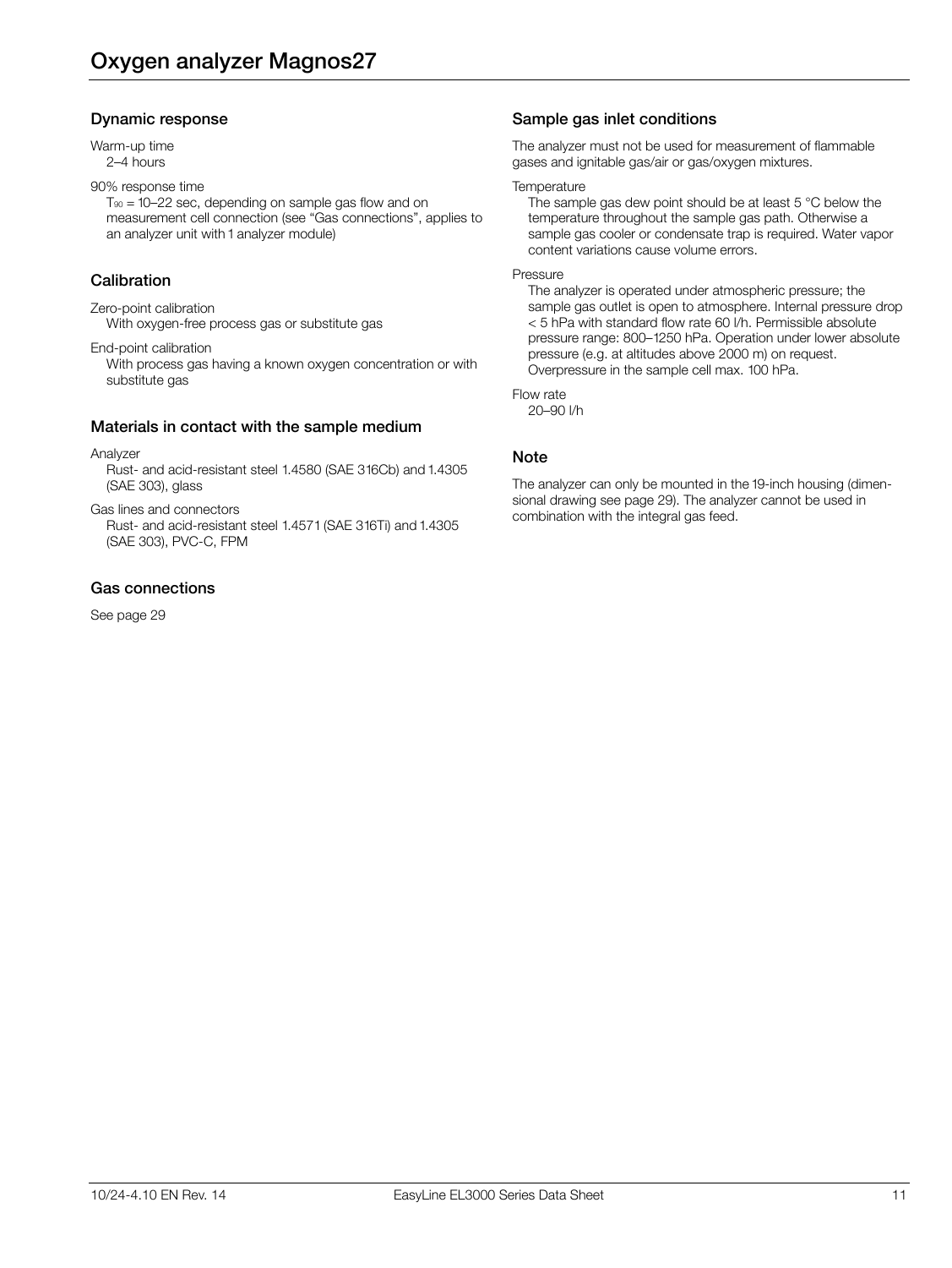# Oxygen analyzer Magnos27

## Dynamic response

Warm-up time
2–4 hours

90% response time
$T_{90}$ = 10–22 sec, depending on sample gas flow and on measurement cell connection (see "Gas connections", applies to an analyzer unit with 1 analyzer module)

## Calibration

Zero-point calibration
With oxygen-free process gas or substitute gas

End-point calibration
With process gas having a known oxygen concentration or with substitute gas

## Materials in contact with the sample medium

Analyzer
Rust- and acid-resistant steel 1.4580 (SAE 316Cb) and 1.4305 (SAE 303), glass

Gas lines and connectors
Rust- and acid-resistant steel 1.4571 (SAE 316Ti) and 1.4305 (SAE 303), PVC-C, FPM

## Gas connections

See page 29

## Sample gas inlet conditions

The analyzer must not be used for measurement of flammable gases and ignitable gas/air or gas/oxygen mixtures.

Temperature
The sample gas dew point should be at least 5 °C below the temperature throughout the sample gas path. Otherwise a sample gas cooler or condensate trap is required. Water vapor content variations cause volume errors.

Pressure
The analyzer is operated under atmospheric pressure; the sample gas outlet is open to atmosphere. Internal pressure drop < 5 hPa with standard flow rate 60 l/h. Permissible absolute pressure range: 800–1250 hPa. Operation under lower absolute pressure (e.g. at altitudes above 2000 m) on request. Overpressure in the sample cell max. 100 hPa.

Flow rate
20–90 l/h

## Note

The analyzer can only be mounted in the 19-inch housing (dimensional drawing see page 29). The analyzer cannot be used in combination with the integral gas feed.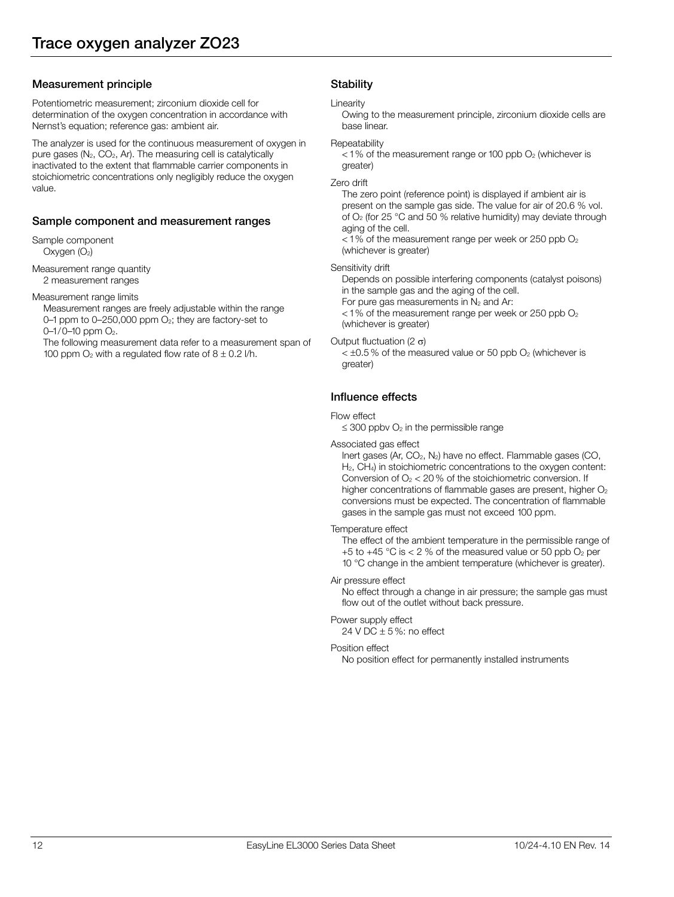# Trace oxygen analyzer ZO23

## Measurement principle

Potentiometric measurement; zirconium dioxide cell for determination of the oxygen concentration in accordance with Nernst's equation; reference gas: ambient air.

The analyzer is used for the continuous measurement of oxygen in pure gases ($N_2$, $CO_2$, Ar). The measuring cell is catalytically inactivated to the extent that flammable carrier components in stoichiometric concentrations only negligibly reduce the oxygen value.

## Sample component and measurement ranges

Sample component
Oxygen ($O_2$)

Measurement range quantity
2 measurement ranges

Measurement range limits
Measurement ranges are freely adjustable within the range 0–1 ppm to 0–250,000 ppm $O_2$; they are factory-set to 0–1/0–10 ppm $O_2$.
The following measurement data refer to a measurement span of 100 ppm $O_2$ with a regulated flow rate of 8 ± 0.2 l/h.

## Stability

Linearity
Owing to the measurement principle, zirconium dioxide cells are base linear.

Repeatability
< 1% of the measurement range or 100 ppb $O_2$ (whichever is greater)

Zero drift
The zero point (reference point) is displayed if ambient air is present on the sample gas side. The value for air of 20.6 % vol. of $O_2$ (for 25 °C and 50 % relative humidity) may deviate through aging of the cell.
< 1% of the measurement range per week or 250 ppb $O_2$ (whichever is greater)

Sensitivity drift
Depends on possible interfering components (catalyst poisons) in the sample gas and the aging of the cell.
For pure gas measurements in $N_2$ and Ar:
< 1% of the measurement range per week or 250 ppb $O_2$ (whichever is greater)

Output fluctuation (2 σ)
< ±0.5 % of the measured value or 50 ppb $O_2$ (whichever is greater)

## Influence effects

Flow effect
≤ 300 ppbv $O_2$ in the permissible range

Associated gas effect
Inert gases (Ar, $CO_2$, $N_2$) have no effect. Flammable gases (CO, $H_2$, $CH_4$) in stoichiometric concentrations to the oxygen content: Conversion of $O_2$ < 20 % of the stoichiometric conversion. If higher concentrations of flammable gases are present, higher $O_2$ conversions must be expected. The concentration of flammable gases in the sample gas must not exceed 100 ppm.

Temperature effect
The effect of the ambient temperature in the permissible range of +5 to +45 °C is < 2 % of the measured value or 50 ppb $O_2$ per 10 °C change in the ambient temperature (whichever is greater).

Air pressure effect
No effect through a change in air pressure; the sample gas must flow out of the outlet without back pressure.

Power supply effect
24 V DC ± 5 %: no effect

Position effect
No position effect for permanently installed instruments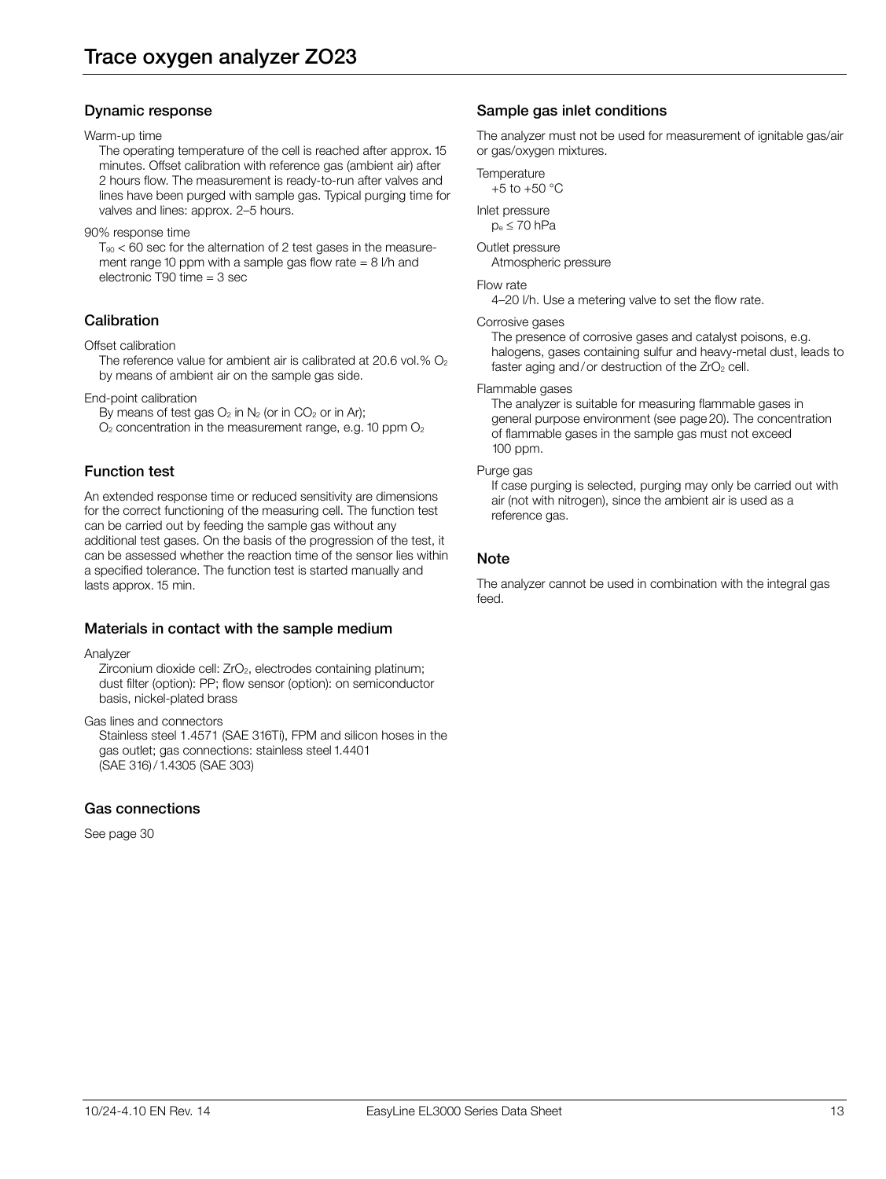# Trace oxygen analyzer ZO23

## Dynamic response

Warm-up time

The operating temperature of the cell is reached after approx. 15 minutes. Offset calibration with reference gas (ambient air) after 2 hours flow. The measurement is ready-to-run after valves and lines have been purged with sample gas. Typical purging time for valves and lines: approx. 2–5 hours.

90% response time

$T_{90}$ < 60 sec for the alternation of 2 test gases in the measurement range 10 ppm with a sample gas flow rate = 8 l/h and electronic T90 time = 3 sec

## Calibration

Offset calibration

The reference value for ambient air is calibrated at 20.6 vol.% $O_2$ by means of ambient air on the sample gas side.

End-point calibration

By means of test gas $O_2$ in $N_2$ (or in $CO_2$ or in Ar);
$O_2$ concentration in the measurement range, e.g. 10 ppm $O_2$

## Function test

An extended response time or reduced sensitivity are dimensions for the correct functioning of the measuring cell. The function test can be carried out by feeding the sample gas without any additional test gases. On the basis of the progression of the test, it can be assessed whether the reaction time of the sensor lies within a specified tolerance. The function test is started manually and lasts approx. 15 min.

## Materials in contact with the sample medium

Analyzer

Zirconium dioxide cell: $ZrO_2$, electrodes containing platinum; dust filter (option): PP; flow sensor (option): on semiconductor basis, nickel-plated brass

Gas lines and connectors

Stainless steel 1.4571 (SAE 316Ti), FPM and silicon hoses in the gas outlet; gas connections: stainless steel 1.4401 (SAE 316) / 1.4305 (SAE 303)

## Gas connections

See page 30

## Sample gas inlet conditions

The analyzer must not be used for measurement of ignitable gas/air or gas/oxygen mixtures.

Temperature

+5 to +50 °C

Inlet pressure

$p_e \leq 70$ hPa

Outlet pressure

Atmospheric pressure

Flow rate

4–20 l/h. Use a metering valve to set the flow rate.

Corrosive gases

The presence of corrosive gases and catalyst poisons, e.g. halogens, gases containing sulfur and heavy-metal dust, leads to faster aging and / or destruction of the $ZrO_2$ cell.

Flammable gases

The analyzer is suitable for measuring flammable gases in general purpose environment (see page 20). The concentration of flammable gases in the sample gas must not exceed 100 ppm.

Purge gas

If case purging is selected, purging may only be carried out with air (not with nitrogen), since the ambient air is used as a reference gas.

## Note

The analyzer cannot be used in combination with the integral gas feed.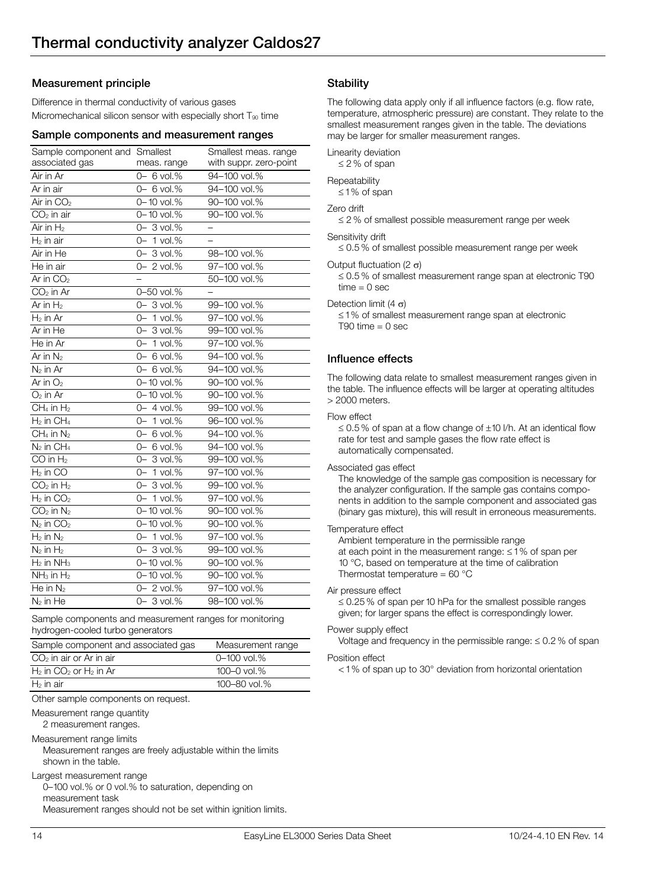# Thermal conductivity analyzer Caldos27

## Measurement principle

Difference in thermal conductivity of various gases
Micromechanical silicon sensor with especially short $T_{90}$ time

### Sample components and measurement ranges

| Sample component and associated gas | Smallest meas. range | Smallest meas. range with suppr. zero-point |
|---|---|---|
| Air in Ar | 0– 6 vol.% | 94–100 vol.% |
| Ar in air | 0– 6 vol.% | 94–100 vol.% |
| Air in $CO_2$ | 0–10 vol.% | 90–100 vol.% |
| $CO_2$ in air | 0–10 vol.% | 90–100 vol.% |
| Air in $H_2$ | 0– 3 vol.% | – |
| $H_2$ in air | 0– 1 vol.% | – |
| Air in He | 0– 3 vol.% | 98–100 vol.% |
| He in air | 0– 2 vol.% | 97–100 vol.% |
| Ar in $CO_2$ | – | 50–100 vol.% |
| $CO_2$ in Ar | 0–50 vol.% | – |
| Ar in $H_2$ | 0– 3 vol.% | 99–100 vol.% |
| $H_2$ in Ar | 0– 1 vol.% | 97–100 vol.% |
| Ar in He | 0– 3 vol.% | 99–100 vol.% |
| He in Ar | 0– 1 vol.% | 97–100 vol.% |
| Ar in $N_2$ | 0– 6 vol.% | 94–100 vol.% |
| $N_2$ in Ar | 0– 6 vol.% | 94–100 vol.% |
| Ar in $O_2$ | 0–10 vol.% | 90–100 vol.% |
| $O_2$ in Ar | 0–10 vol.% | 90–100 vol.% |
| $CH_4$ in $H_2$ | 0– 4 vol.% | 99–100 vol.% |
| $H_2$ in $CH_4$ | 0– 1 vol.% | 96–100 vol.% |
| $CH_4$ in $N_2$ | 0– 6 vol.% | 94–100 vol.% |
| $N_2$ in $CH_4$ | 0– 6 vol.% | 94–100 vol.% |
| CO in $H_2$ | 0– 3 vol.% | 99–100 vol.% |
| $H_2$ in CO | 0– 1 vol.% | 97–100 vol.% |
| $CO_2$ in $H_2$ | 0– 3 vol.% | 99–100 vol.% |
| $H_2$ in $CO_2$ | 0– 1 vol.% | 97–100 vol.% |
| $CO_2$ in $N_2$ | 0–10 vol.% | 90–100 vol.% |
| $N_2$ in $CO_2$ | 0–10 vol.% | 90–100 vol.% |
| $H_2$ in $N_2$ | 0– 1 vol.% | 97–100 vol.% |
| $N_2$ in $H_2$ | 0– 3 vol.% | 99–100 vol.% |
| $H_2$ in $NH_3$ | 0–10 vol.% | 90–100 vol.% |
| $NH_3$ in $H_2$ | 0–10 vol.% | 90–100 vol.% |
| He in $N_2$ | 0– 2 vol.% | 97–100 vol.% |
| $N_2$ in He | 0– 3 vol.% | 98–100 vol.% |

Sample components and measurement ranges for monitoring hydrogen-cooled turbo generators

| Sample component and associated gas | Measurement range |
|---|---|
| $CO_2$ in air or Ar in air | 0–100 vol.% |
| $H_2$ in $CO_2$ or $H_2$ in Ar | 100–0 vol.% |
| $H_2$ in air | 100–80 vol.% |

Other sample components on request.

Measurement range quantity
2 measurement ranges.

Measurement range limits
Measurement ranges are freely adjustable within the limits shown in the table.

Largest measurement range
0–100 vol.% or 0 vol.% to saturation, depending on measurement task
Measurement ranges should not be set within ignition limits.

## Stability

The following data apply only if all influence factors (e.g. flow rate, temperature, atmospheric pressure) are constant. They relate to the smallest measurement ranges given in the table. The deviations may be larger for smaller measurement ranges.

Linearity deviation
≤ 2 % of span

Repeatability
≤ 1% of span

Zero drift
≤ 2 % of smallest possible measurement range per week

Sensitivity drift
≤ 0.5 % of smallest possible measurement range per week

Output fluctuation (2 σ)
≤ 0.5 % of smallest measurement range span at electronic T90 time = 0 sec

Detection limit (4 σ)
≤ 1% of smallest measurement range span at electronic T90 time = 0 sec

## Influence effects

The following data relate to smallest measurement ranges given in the table. The influence effects will be larger at operating altitudes > 2000 meters.

Flow effect
≤ 0.5 % of span at a flow change of ±10 l/h. At an identical flow rate for test and sample gases the flow rate effect is automatically compensated.

Associated gas effect
The knowledge of the sample gas composition is necessary for the analyzer configuration. If the sample gas contains components in addition to the sample component and associated gas (binary gas mixture), this will result in erroneous measurements.

Temperature effect
Ambient temperature in the permissible range
at each point in the measurement range: ≤ 1% of span per 10 °C, based on temperature at the time of calibration
Thermostat temperature = 60 °C

Air pressure effect
≤ 0.25 % of span per 10 hPa for the smallest possible ranges given; for larger spans the effect is correspondingly lower.

Power supply effect
Voltage and frequency in the permissible range: ≤ 0.2 % of span

Position effect
< 1% of span up to 30° deviation from horizontal orientation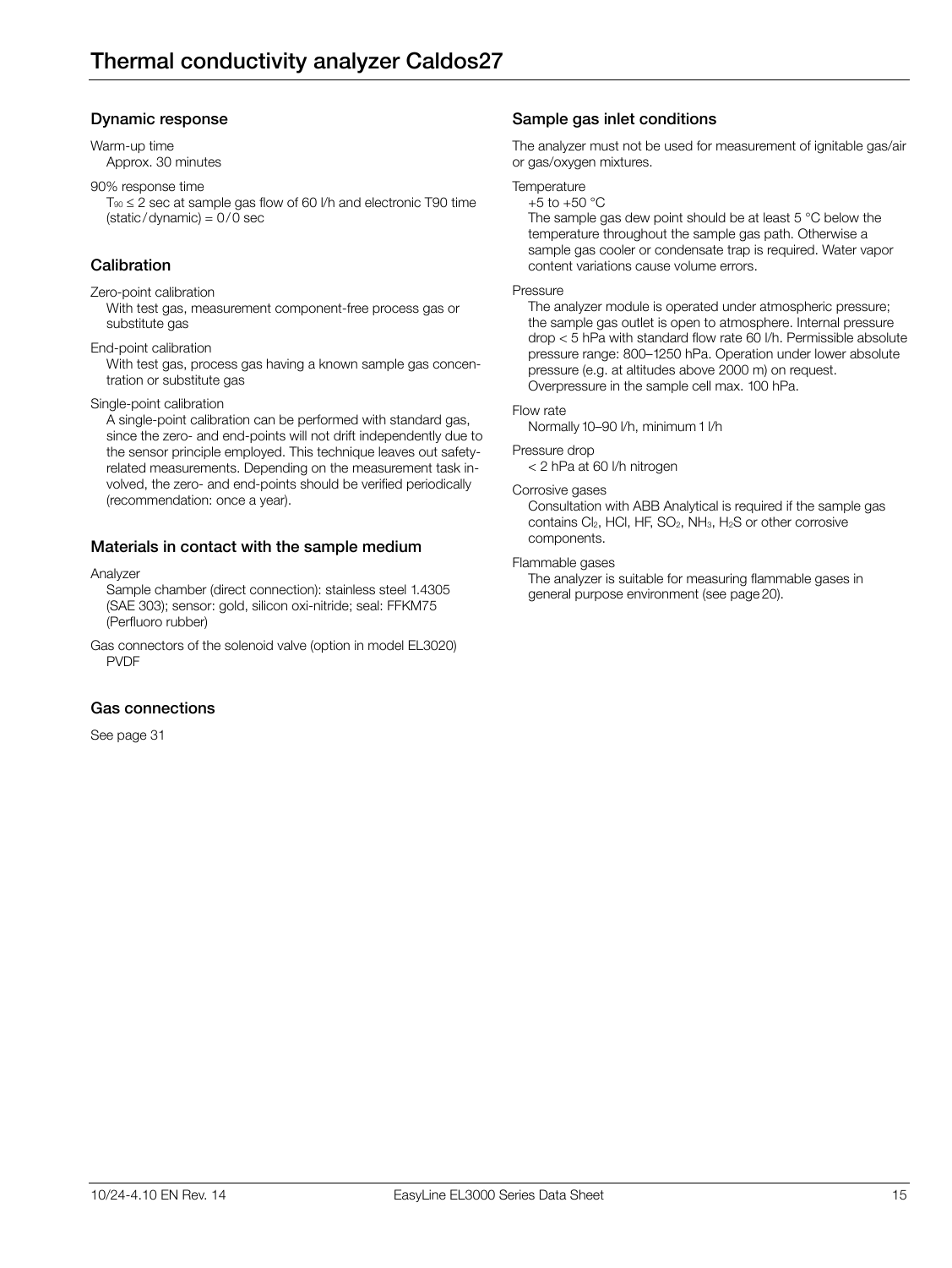# Thermal conductivity analyzer Caldos27

## Dynamic response

Warm-up time
Approx. 30 minutes

90% response time
$T_{90} \leq 2$ sec at sample gas flow of 60 l/h and electronic T90 time (static / dynamic) = 0 / 0 sec

## Calibration

Zero-point calibration
With test gas, measurement component-free process gas or substitute gas

End-point calibration
With test gas, process gas having a known sample gas concentration or substitute gas

Single-point calibration
A single-point calibration can be performed with standard gas, since the zero- and end-points will not drift independently due to the sensor principle employed. This technique leaves out safety-related measurements. Depending on the measurement task involved, the zero- and end-points should be verified periodically (recommendation: once a year).

## Materials in contact with the sample medium

Analyzer
Sample chamber (direct connection): stainless steel 1.4305 (SAE 303); sensor: gold, silicon oxi-nitride; seal: FFKM75 (Perfluoro rubber)

Gas connectors of the solenoid valve (option in model EL3020)
PVDF

## Gas connections

See page 31

## Sample gas inlet conditions

The analyzer must not be used for measurement of ignitable gas/air or gas/oxygen mixtures.

Temperature
+5 to +50 °C
The sample gas dew point should be at least 5 °C below the temperature throughout the sample gas path. Otherwise a sample gas cooler or condensate trap is required. Water vapor content variations cause volume errors.

Pressure
The analyzer module is operated under atmospheric pressure; the sample gas outlet is open to atmosphere. Internal pressure drop < 5 hPa with standard flow rate 60 l/h. Permissible absolute pressure range: 800–1250 hPa. Operation under lower absolute pressure (e.g. at altitudes above 2000 m) on request. Overpressure in the sample cell max. 100 hPa.

Flow rate
Normally 10–90 l/h, minimum 1 l/h

Pressure drop
< 2 hPa at 60 l/h nitrogen

Corrosive gases
Consultation with ABB Analytical is required if the sample gas contains $Cl_2$, HCl, HF, $SO_2$, $NH_3$, $H_2S$ or other corrosive components.

Flammable gases
The analyzer is suitable for measuring flammable gases in general purpose environment (see page 20).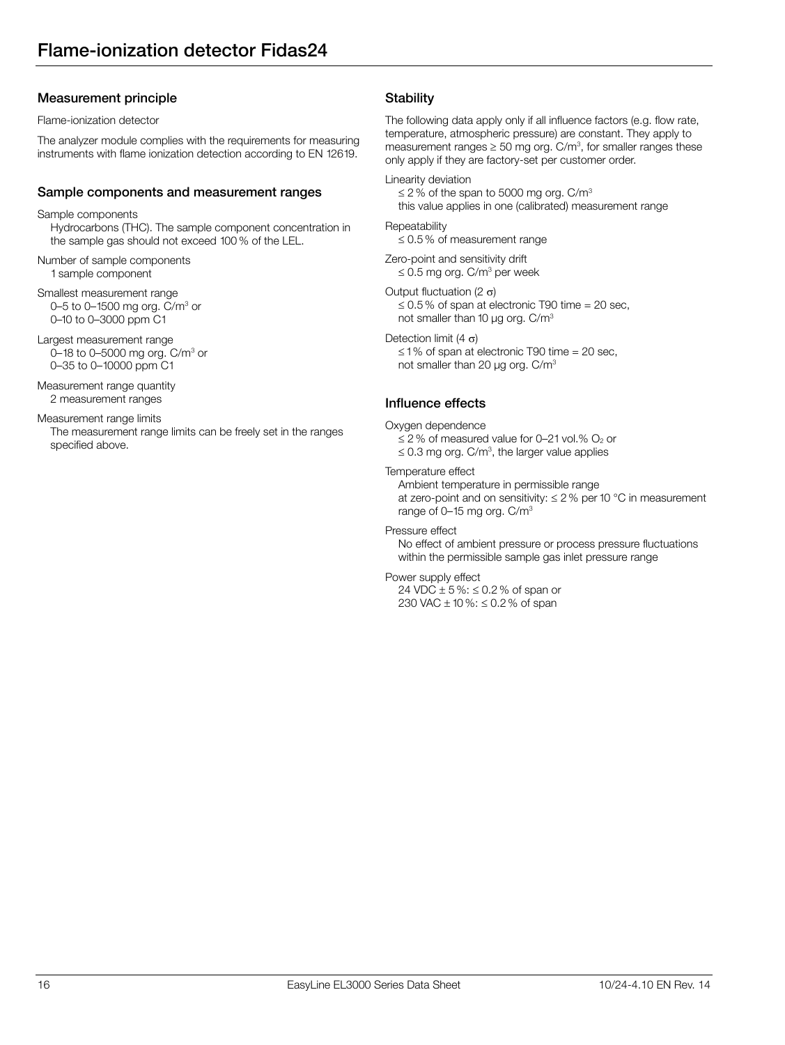# Flame-ionization detector Fidas24

## Measurement principle

Flame-ionization detector

The analyzer module complies with the requirements for measuring instruments with flame ionization detection according to EN 12619.

## Sample components and measurement ranges

Sample components
Hydrocarbons (THC). The sample component concentration in the sample gas should not exceed 100 % of the LEL.

Number of sample components
1 sample component

Smallest measurement range
0–5 to 0–1500 mg org. C/m³ or
0–10 to 0–3000 ppm C1

Largest measurement range
0–18 to 0–5000 mg org. C/m³ or
0–35 to 0–10000 ppm C1

Measurement range quantity
2 measurement ranges

Measurement range limits
The measurement range limits can be freely set in the ranges specified above.

## Stability

The following data apply only if all influence factors (e.g. flow rate, temperature, atmospheric pressure) are constant. They apply to measurement ranges ≥ 50 mg org. C/m³, for smaller ranges these only apply if they are factory-set per customer order.

Linearity deviation
≤ 2 % of the span to 5000 mg org. C/m³
this value applies in one (calibrated) measurement range

Repeatability
≤ 0.5 % of measurement range

Zero-point and sensitivity drift
≤ 0.5 mg org. C/m³ per week

Output fluctuation (2 σ)
≤ 0.5 % of span at electronic T90 time = 20 sec,
not smaller than 10 µg org. C/m³

Detection limit (4 σ)
≤ 1% of span at electronic T90 time = 20 sec,
not smaller than 20 µg org. C/m³

## Influence effects

Oxygen dependence
≤ 2 % of measured value for 0–21 vol.% $O_2$ or
≤ 0.3 mg org. C/m³, the larger value applies

Temperature effect
Ambient temperature in permissible range
at zero-point and on sensitivity: ≤ 2 % per 10 °C in measurement range of 0–15 mg org. C/m³

Pressure effect
No effect of ambient pressure or process pressure fluctuations within the permissible sample gas inlet pressure range

Power supply effect
24 VDC ± 5 %: ≤ 0.2 % of span or
230 VAC ± 10 %: ≤ 0.2 % of span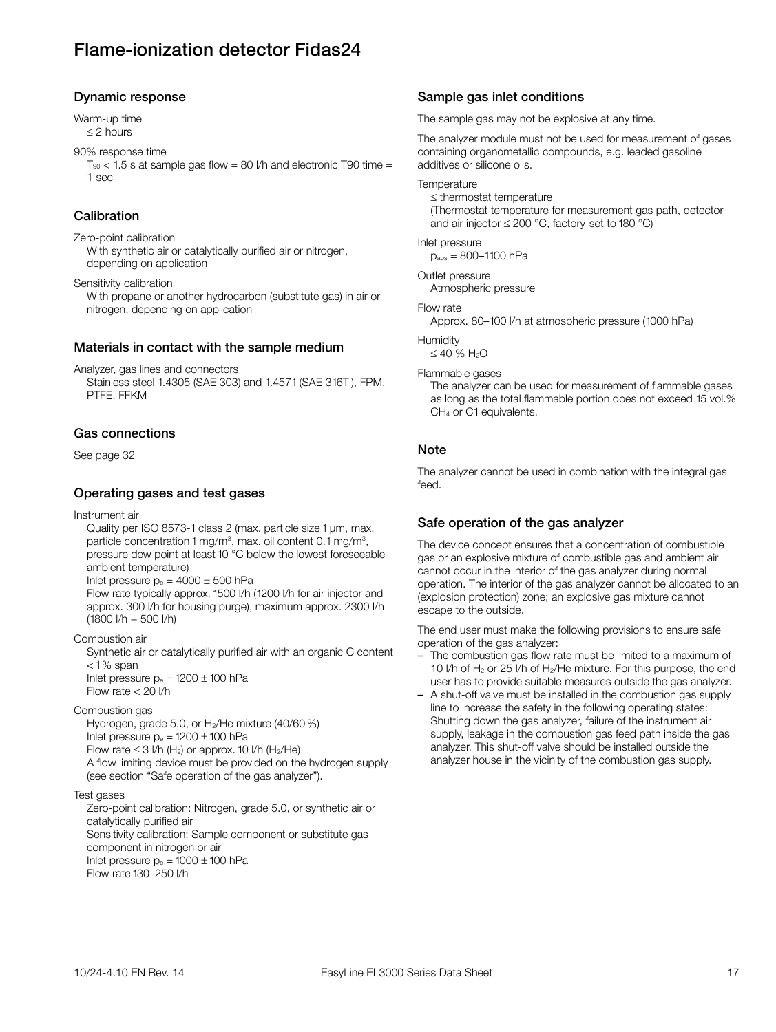# Flame-ionization detector Fidas24

## Dynamic response

Warm-up time
≤ 2 hours

90% response time
$T_{90}$ < 1.5 s at sample gas flow = 80 l/h and electronic T90 time = 1 sec

## Calibration

Zero-point calibration
With synthetic air or catalytically purified air or nitrogen, depending on application

Sensitivity calibration
With propane or another hydrocarbon (substitute gas) in air or nitrogen, depending on application

## Materials in contact with the sample medium

Analyzer, gas lines and connectors
Stainless steel 1.4305 (SAE 303) and 1.4571 (SAE 316Ti), FPM, PTFE, FFKM

## Gas connections

See page 32

## Operating gases and test gases

Instrument air
Quality per ISO 8573-1 class 2 (max. particle size 1 µm, max. particle concentration 1 mg/m³, max. oil content 0.1 mg/m³, pressure dew point at least 10 °C below the lowest foreseeable ambient temperature)
Inlet pressure $p_e$ = 4000 ± 500 hPa
Flow rate typically approx. 1500 l/h (1200 l/h for air injector and approx. 300 l/h for housing purge), maximum approx. 2300 l/h (1800 l/h + 500 l/h)

Combustion air
Synthetic air or catalytically purified air with an organic C content < 1% span
Inlet pressure $p_e$ = 1200 ± 100 hPa
Flow rate < 20 l/h

Combustion gas
Hydrogen, grade 5.0, or $H_2$/He mixture (40/60 %)
Inlet pressure $p_e$ = 1200 ± 100 hPa
Flow rate ≤ 3 l/h ($H_2$) or approx. 10 l/h ($H_2$/He)
A flow limiting device must be provided on the hydrogen supply (see section "Safe operation of the gas analyzer").

Test gases
Zero-point calibration: Nitrogen, grade 5.0, or synthetic air or catalytically purified air
Sensitivity calibration: Sample component or substitute gas component in nitrogen or air
Inlet pressure $p_e$ = 1000 ± 100 hPa
Flow rate 130–250 l/h

## Sample gas inlet conditions

The sample gas may not be explosive at any time.

The analyzer module must not be used for measurement of gases containing organometallic compounds, e.g. leaded gasoline additives or silicone oils.

Temperature
≤ thermostat temperature
(Thermostat temperature for measurement gas path, detector and air injector ≤ 200 °C, factory-set to 180 °C)

Inlet pressure
$p_{abs}$ = 800–1100 hPa

Outlet pressure
Atmospheric pressure

Flow rate
Approx. 80–100 l/h at atmospheric pressure (1000 hPa)

Humidity
≤ 40 % $H_2O$

Flammable gases
The analyzer can be used for measurement of flammable gases as long as the total flammable portion does not exceed 15 vol.% $CH_4$ or C1 equivalents.

## Note

The analyzer cannot be used in combination with the integral gas feed.

## Safe operation of the gas analyzer

The device concept ensures that a concentration of combustible gas or an explosive mixture of combustible gas and ambient air cannot occur in the interior of the gas analyzer during normal operation. The interior of the gas analyzer cannot be allocated to an (explosion protection) zone; an explosive gas mixture cannot escape to the outside.

The end user must make the following provisions to ensure safe operation of the gas analyzer:

- The combustion gas flow rate must be limited to a maximum of 10 l/h of $H_2$ or 25 l/h of $H_2$/He mixture. For this purpose, the end user has to provide suitable measures outside the gas analyzer.
- A shut-off valve must be installed in the combustion gas supply line to increase the safety in the following operating states: Shutting down the gas analyzer, failure of the instrument air supply, leakage in the combustion gas feed path inside the gas analyzer. This shut-off valve should be installed outside the analyzer house in the vicinity of the combustion gas supply.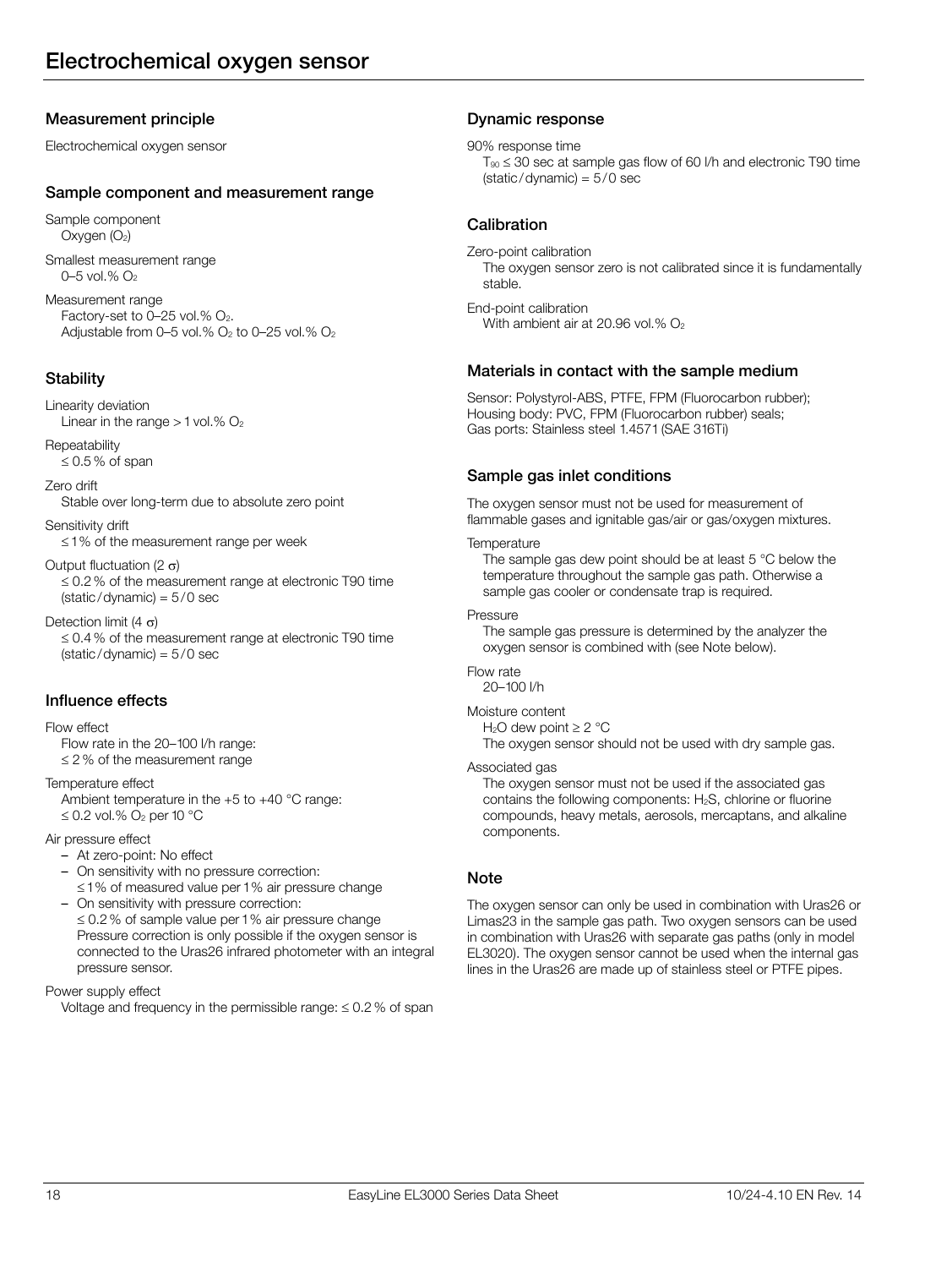# Electrochemical oxygen sensor

## Measurement principle

Electrochemical oxygen sensor

## Sample component and measurement range

Sample component
Oxygen ($O_2$)

Smallest measurement range
0–5 vol.% $O_2$

Measurement range
Factory-set to 0–25 vol.% $O_2$.
Adjustable from 0–5 vol.% $O_2$ to 0–25 vol.% $O_2$

## Stability

Linearity deviation
Linear in the range > 1 vol.% $O_2$

Repeatability
≤ 0.5 % of span

Zero drift
Stable over long-term due to absolute zero point

Sensitivity drift
≤ 1% of the measurement range per week

Output fluctuation (2 σ)
≤ 0.2 % of the measurement range at electronic T90 time (static / dynamic) = 5 / 0 sec

Detection limit (4 σ)
≤ 0.4 % of the measurement range at electronic T90 time (static / dynamic) = 5 / 0 sec

## Influence effects

Flow effect
Flow rate in the 20–100 l/h range:
≤ 2 % of the measurement range

Temperature effect
Ambient temperature in the +5 to +40 °C range:
≤ 0.2 vol.% $O_2$ per 10 °C

Air pressure effect
- At zero-point: No effect
- On sensitivity with no pressure correction:
  ≤ 1% of measured value per 1% air pressure change
- On sensitivity with pressure correction:
  ≤ 0.2 % of sample value per 1% air pressure change
  Pressure correction is only possible if the oxygen sensor is connected to the Uras26 infrared photometer with an integral pressure sensor.

Power supply effect
Voltage and frequency in the permissible range: ≤ 0.2 % of span

## Dynamic response

90% response time
$T_{90}$ ≤ 30 sec at sample gas flow of 60 l/h and electronic T90 time (static / dynamic) = 5 / 0 sec

## Calibration

Zero-point calibration
The oxygen sensor zero is not calibrated since it is fundamentally stable.

End-point calibration
With ambient air at 20.96 vol.% $O_2$

## Materials in contact with the sample medium

Sensor: Polystyrol-ABS, PTFE, FPM (Fluorocarbon rubber);
Housing body: PVC, FPM (Fluorocarbon rubber) seals;
Gas ports: Stainless steel 1.4571 (SAE 316Ti)

## Sample gas inlet conditions

The oxygen sensor must not be used for measurement of flammable gases and ignitable gas/air or gas/oxygen mixtures.

Temperature
The sample gas dew point should be at least 5 °C below the temperature throughout the sample gas path. Otherwise a sample gas cooler or condensate trap is required.

Pressure
The sample gas pressure is determined by the analyzer the oxygen sensor is combined with (see Note below).

Flow rate
20–100 l/h

Moisture content
$H_2O$ dew point ≥ 2 °C
The oxygen sensor should not be used with dry sample gas.

Associated gas
The oxygen sensor must not be used if the associated gas contains the following components: $H_2S$, chlorine or fluorine compounds, heavy metals, aerosols, mercaptans, and alkaline components.

## Note

The oxygen sensor can only be used in combination with Uras26 or Limas23 in the sample gas path. Two oxygen sensors can be used in combination with Uras26 with separate gas paths (only in model EL3020). The oxygen sensor cannot be used when the internal gas lines in the Uras26 are made up of stainless steel or PTFE pipes.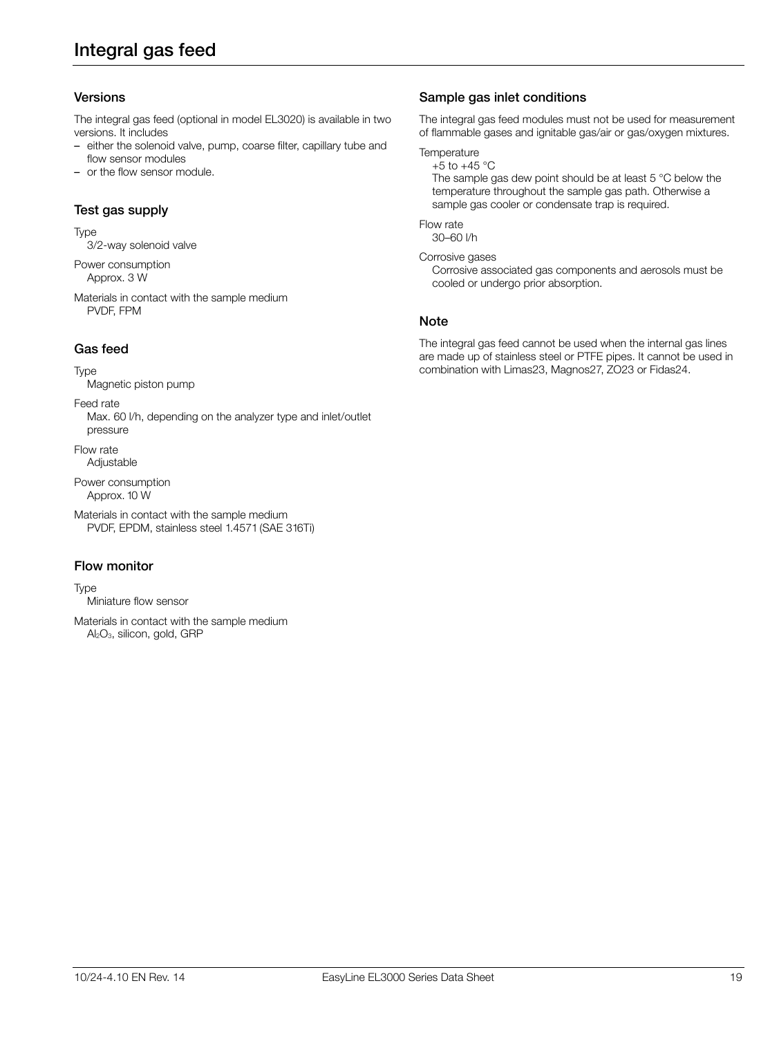# Integral gas feed

## Versions

The integral gas feed (optional in model EL3020) is available in two versions. It includes

- either the solenoid valve, pump, coarse filter, capillary tube and flow sensor modules
- or the flow sensor module.

## Test gas supply

Type
3/2-way solenoid valve

Power consumption
Approx. 3 W

Materials in contact with the sample medium
PVDF, FPM

## Gas feed

Type
Magnetic piston pump

Feed rate
Max. 60 l/h, depending on the analyzer type and inlet/outlet pressure

Flow rate
Adjustable

Power consumption
Approx. 10 W

Materials in contact with the sample medium
PVDF, EPDM, stainless steel 1.4571 (SAE 316Ti)

## Flow monitor

Type
Miniature flow sensor

Materials in contact with the sample medium
$Al_2O_3$, silicon, gold, GRP

## Sample gas inlet conditions

The integral gas feed modules must not be used for measurement of flammable gases and ignitable gas/air or gas/oxygen mixtures.

Temperature
+5 to +45 °C
The sample gas dew point should be at least 5 °C below the temperature throughout the sample gas path. Otherwise a sample gas cooler or condensate trap is required.

Flow rate
30–60 l/h

Corrosive gases
Corrosive associated gas components and aerosols must be cooled or undergo prior absorption.

## Note

The integral gas feed cannot be used when the internal gas lines are made up of stainless steel or PTFE pipes. It cannot be used in combination with Limas23, Magnos27, ZO23 or Fidas24.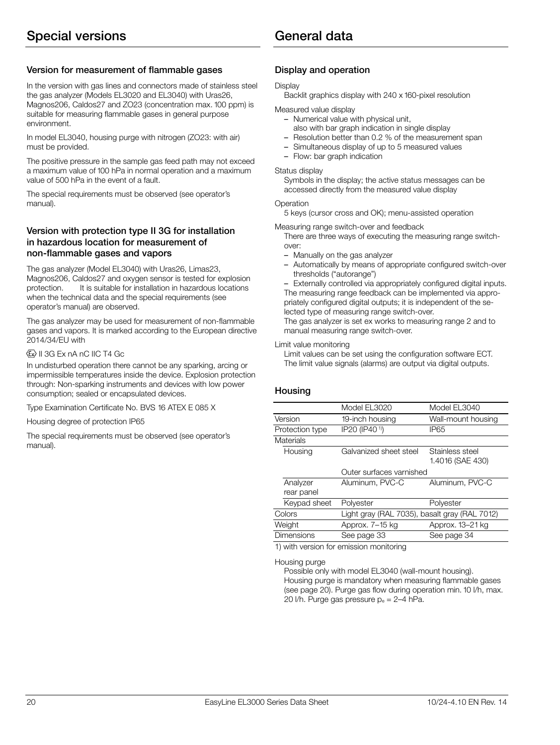# Special versions

### Version for measurement of flammable gases

In the version with gas lines and connectors made of stainless steel the gas analyzer (Models EL3020 and EL3040) with Uras26, Magnos206, Caldos27 and ZO23 (concentration max. 100 ppm) is suitable for measuring flammable gases in general purpose environment.

In model EL3040, housing purge with nitrogen (ZO23: with air) must be provided.

The positive pressure in the sample gas feed path may not exceed a maximum value of 100 hPa in normal operation and a maximum value of 500 hPa in the event of a fault.

The special requirements must be observed (see operator's manual).

### Version with protection type II 3G for installation in hazardous location for measurement of non-flammable gases and vapors

The gas analyzer (Model EL3040) with Uras26, Limas23, Magnos206, Caldos27 and oxygen sensor is tested for explosion protection. It is suitable for installation in hazardous locations when the technical data and the special requirements (see operator's manual) are observed.

The gas analyzer may be used for measurement of non-flammable gases and vapors. It is marked according to the European directive 2014/34/EU with

Ex II 3G Ex nA nC IIC T4 Gc

In undisturbed operation there cannot be any sparking, arcing or impermissible temperatures inside the device. Explosion protection through: Non-sparking instruments and devices with low power consumption; sealed or encapsulated devices.

Type Examination Certificate No. BVS 16 ATEX E 085 X

Housing degree of protection IP65

The special requirements must be observed (see operator's manual).

# General data

### Display and operation

Display
Backlit graphics display with 240 x 160-pixel resolution

Measured value display
- Numerical value with physical unit, also with bar graph indication in single display
- Resolution better than 0.2 % of the measurement span
- Simultaneous display of up to 5 measured values
- Flow: bar graph indication

Status display
Symbols in the display; the active status messages can be accessed directly from the measured value display

Operation
5 keys (cursor cross and OK); menu-assisted operation

Measuring range switch-over and feedback
There are three ways of executing the measuring range switch-over:
- Manually on the gas analyzer
- Automatically by means of appropriate configured switch-over thresholds ("autorange")
- Externally controlled via appropriately configured digital inputs.

The measuring range feedback can be implemented via appropriately configured digital outputs; it is independent of the selected type of measuring range switch-over.
The gas analyzer is set ex works to measuring range 2 and to manual measuring range switch-over.

Limit value monitoring
Limit values can be set using the configuration software ECT. The limit value signals (alarms) are output via digital outputs.

### Housing

| | Model EL3020 | Model EL3040 |
|---|---|---|
| Version | 19-inch housing | Wall-mount housing |
| Protection type | IP20 (IP40 [1]) | IP65 |
| Materials | | |
| Housing | Galvanized sheet steel | Stainless steel 1.4016 (SAE 430) |
| | Outer surfaces varnished | |
| Analyzer rear panel | Aluminum, PVC-C | Aluminum, PVC-C |
| Keypad sheet | Polyester | Polyester |
| Colors | Light gray (RAL 7035), basalt gray (RAL 7012) | |
| Weight | Approx. 7–15 kg | Approx. 13–21 kg |
| Dimensions | See page 33 | See page 34 |

1) with version for emission monitoring

Housing purge
Possible only with model EL3040 (wall-mount housing). Housing purge is mandatory when measuring flammable gases (see page 20). Purge gas flow during operation min. 10 l/h, max. 20 l/h. Purge gas pressure $p_e$ = 2–4 hPa.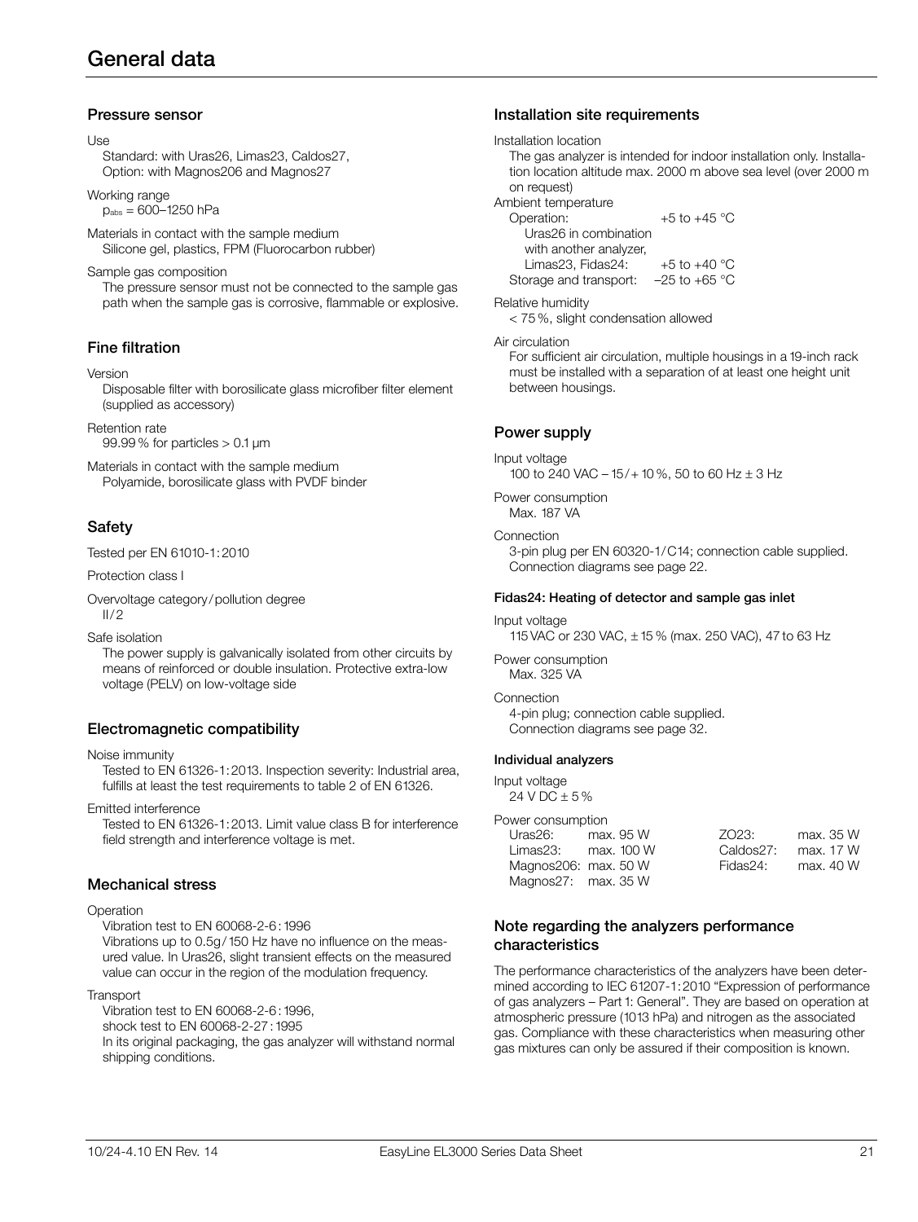# General data

## Pressure sensor

Use
Standard: with Uras26, Limas23, Caldos27,
Option: with Magnos206 and Magnos27

Working range
$p_{abs}$ = 600–1250 hPa

Materials in contact with the sample medium
Silicone gel, plastics, FPM (Fluorocarbon rubber)

Sample gas composition
The pressure sensor must not be connected to the sample gas path when the sample gas is corrosive, flammable or explosive.

## Fine filtration

Version
Disposable filter with borosilicate glass microfiber filter element (supplied as accessory)

Retention rate
99.99 % for particles > 0.1 µm

Materials in contact with the sample medium
Polyamide, borosilicate glass with PVDF binder

## Safety

Tested per EN 61010-1: 2010

Protection class I

Overvoltage category / pollution degree
II / 2

Safe isolation
The power supply is galvanically isolated from other circuits by means of reinforced or double insulation. Protective extra-low voltage (PELV) on low-voltage side

## Electromagnetic compatibility

Noise immunity
Tested to EN 61326-1: 2013. Inspection severity: Industrial area, fulfills at least the test requirements to table 2 of EN 61326.

Emitted interference
Tested to EN 61326-1: 2013. Limit value class B for interference field strength and interference voltage is met.

## Mechanical stress

Operation
Vibration test to EN 60068-2-6 : 1996
Vibrations up to 0.5g / 150 Hz have no influence on the measured value. In Uras26, slight transient effects on the measured value can occur in the region of the modulation frequency.

Transport
Vibration test to EN 60068-2-6 : 1996,
shock test to EN 60068-2-27 : 1995
In its original packaging, the gas analyzer will withstand normal shipping conditions.

## Installation site requirements

Installation location
The gas analyzer is intended for indoor installation only. Installation location altitude max. 2000 m above sea level (over 2000 m on request)

Ambient temperature
Operation: +5 to +45 °C
Uras26 in combination with another analyzer, Limas23, Fidas24: +5 to +40 °C
Storage and transport: –25 to +65 °C

Relative humidity
< 75 %, slight condensation allowed

Air circulation
For sufficient air circulation, multiple housings in a 19-inch rack must be installed with a separation of at least one height unit between housings.

## Power supply

Input voltage
100 to 240 VAC – 15 / + 10 %, 50 to 60 Hz ± 3 Hz

Power consumption
Max. 187 VA

Connection
3-pin plug per EN 60320-1 / C14; connection cable supplied.
Connection diagrams see page 22.

#### Fidas24: Heating of detector and sample gas inlet

Input voltage
115 VAC or 230 VAC, ± 15 % (max. 250 VAC), 47 to 63 Hz

Power consumption
Max. 325 VA

Connection
4-pin plug; connection cable supplied.
Connection diagrams see page 32.

#### Individual analyzers

Input voltage
24 V DC ± 5 %

Power consumption

| | | | |
|---|---|---|---|
| Uras26: | max. 95 W | ZO23: | max. 35 W |
| Limas23: | max. 100 W | Caldos27: | max. 17 W |
| Magnos206: | max. 50 W | Fidas24: | max. 40 W |
| Magnos27: | max. 35 W | | |

## Note regarding the analyzers performance characteristics

The performance characteristics of the analyzers have been determined according to IEC 61207-1: 2010 “Expression of performance of gas analyzers – Part 1: General”. They are based on operation at atmospheric pressure (1013 hPa) and nitrogen as the associated gas. Compliance with these characteristics when measuring other gas mixtures can only be assured if their composition is known.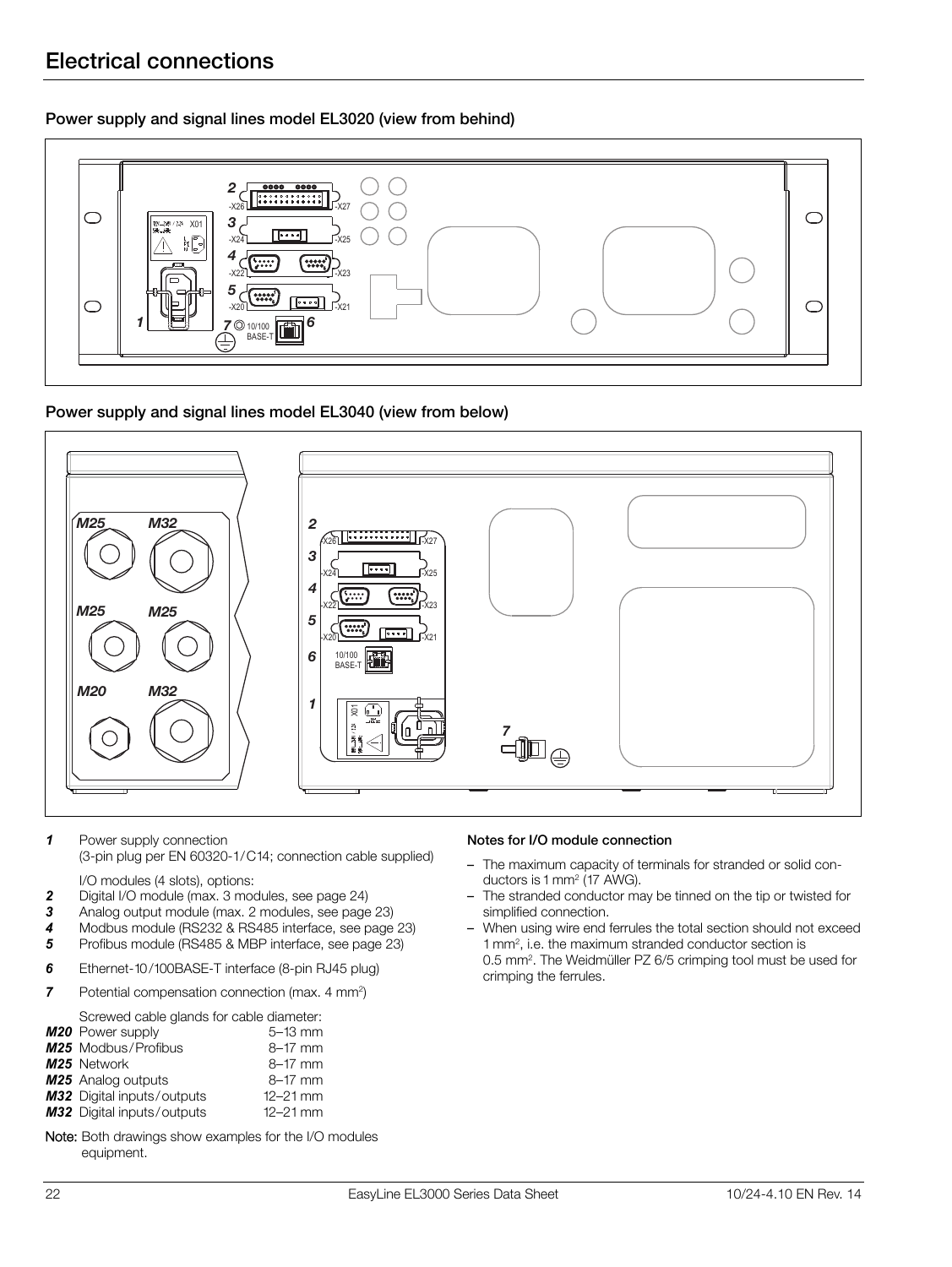# Electrical connections

### Power supply and signal lines model EL3020 (view from behind)

2
-X26
-X27
3
-X24
-X25
X01
4
-X22
-X23
5
-X20
-X21
1
7
10/100 BASE-T
6

### Power supply and signal lines model EL3040 (view from below)

M25
M32
M25
M25
M20
M32
2
-X26
-X27
3
-X24
-X25
4
-X22
-X23
5
-X20
-X21
6
10/100 BASE-T
1
X01
7

***1*** Power supply connection (3-pin plug per EN 60320-1/C14; connection cable supplied)

I/O modules (4 slots), options:

***2*** Digital I/O module (max. 3 modules, see page 24)
***3*** Analog output module (max. 2 modules, see page 23)
***4*** Modbus module (RS232 & RS485 interface, see page 23)
***5*** Profibus module (RS485 & MBP interface, see page 23)

***6*** Ethernet-10/100BASE-T interface (8-pin RJ45 plug)

***7*** Potential compensation connection (max. 4 mm²)

Screwed cable glands for cable diameter:

| | | |
|---|---|---|
| ***M20*** | Power supply | 5–13 mm |
| ***M25*** | Modbus/Profibus | 8–17 mm |
| ***M25*** | Network | 8–17 mm |
| ***M25*** | Analog outputs | 8–17 mm |
| ***M32*** | Digital inputs/outputs | 12–21 mm |
| ***M32*** | Digital inputs/outputs | 12–21 mm |

**Note:** Both drawings show examples for the I/O modules equipment.

#### Notes for I/O module connection

- The maximum capacity of terminals for stranded or solid conductors is 1 mm² (17 AWG).
- The stranded conductor may be tinned on the tip or twisted for simplified connection.
- When using wire end ferrules the total section should not exceed 1 mm², i.e. the maximum stranded conductor section is 0.5 mm². The Weidmüller PZ 6/5 crimping tool must be used for crimping the ferrules.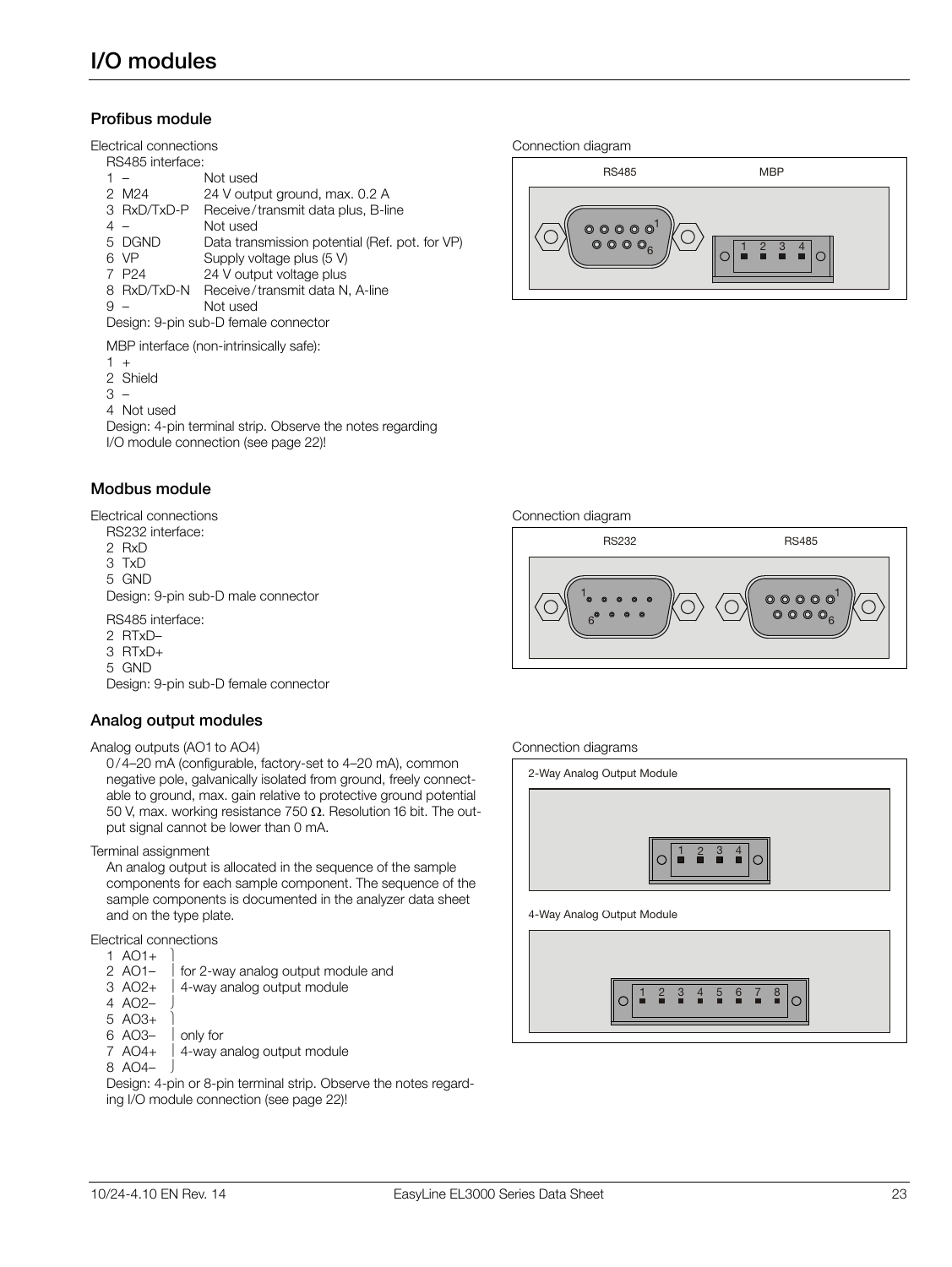# I/O modules

## Profibus module

Electrical connections

RS485 interface:

| | | |
|---|---|---|
| 1 | – | Not used |
| 2 | M24 | 24 V output ground, max. 0.2 A |
| 3 | RxD/TxD-P | Receive/transmit data plus, B-line |
| 4 | – | Not used |
| 5 | DGND | Data transmission potential (Ref. pot. for VP) |
| 6 | VP | Supply voltage plus (5 V) |
| 7 | P24 | 24 V output voltage plus |
| 8 | RxD/TxD-N | Receive/transmit data N, A-line |
| 9 | – | Not used |

Design: 9-pin sub-D female connector

MBP interface (non-intrinsically safe):

1 +
2 Shield
3 –
4 Not used

Design: 4-pin terminal strip. Observe the notes regarding I/O module connection (see page 22)!

Connection diagram

RS485
MBP
1
6
1 2 3 4

## Modbus module

Electrical connections

RS232 interface:

2 RxD
3 TxD
5 GND

Design: 9-pin sub-D male connector

RS485 interface:

2 RTxD–
3 RTxD+
5 GND

Design: 9-pin sub-D female connector

Connection diagram

RS232
RS485
1
6
1
6

## Analog output modules

Analog outputs (AO1 to AO4)

0/4–20 mA (configurable, factory-set to 4–20 mA), common negative pole, galvanically isolated from ground, freely connectable to ground, max. gain relative to protective ground potential 50 V, max. working resistance 750 Ω. Resolution 16 bit. The output signal cannot be lower than 0 mA.

Terminal assignment

An analog output is allocated in the sequence of the sample components for each sample component. The sequence of the sample components is documented in the analyzer data sheet and on the type plate.

Electrical connections

1 AO1+
2 AO1–
3 AO2+
4 AO2–
} for 2-way analog output module and 4-way analog output module

5 AO3+
6 AO3–
7 AO4+
8 AO4–
} only for 4-way analog output module

Design: 4-pin or 8-pin terminal strip. Observe the notes regarding I/O module connection (see page 22)!

Connection diagrams

2-Way Analog Output Module
1 2 3 4

4-Way Analog Output Module
1 2 3 4 5 6 7 8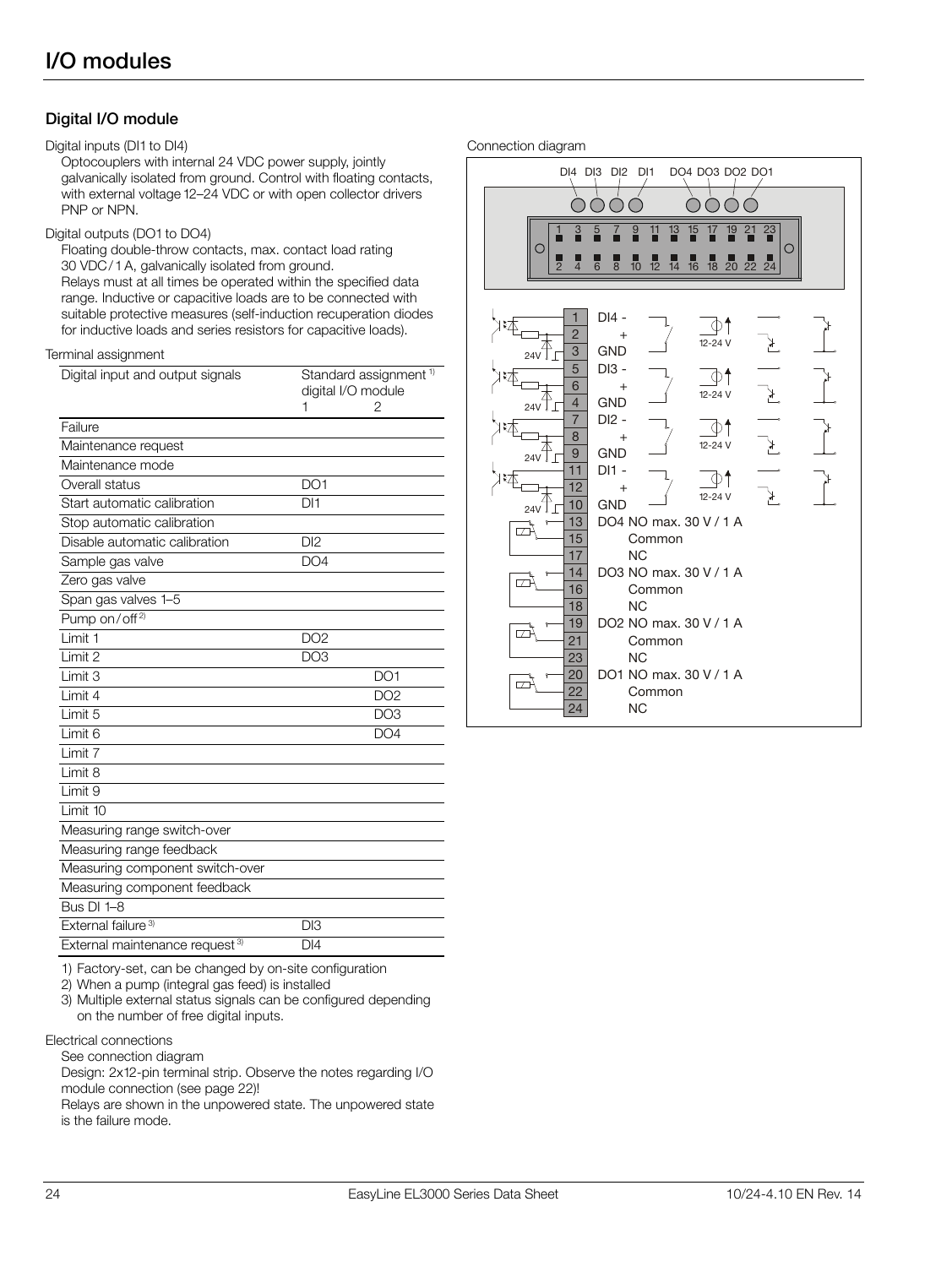# I/O modules

### Digital I/O module

Digital inputs (DI1 to DI4)

Optocouplers with internal 24 VDC power supply, jointly galvanically isolated from ground. Control with floating contacts, with external voltage 12–24 VDC or with open collector drivers PNP or NPN.

Digital outputs (DO1 to DO4)

Floating double-throw contacts, max. contact load rating 30 VDC / 1 A, galvanically isolated from ground.
Relays must at all times be operated within the specified data range. Inductive or capacitive loads are to be connected with suitable protective measures (self-induction recuperation diodes for inductive loads and series resistors for capacitive loads).

Terminal assignment

| Digital input and output signals | Standard assignment [1) ] digital I/O module 1 | 2 |
|---|---|---|
| Failure | | |
| Maintenance request | | |
| Maintenance mode | | |
| Overall status | DO1 | |
| Start automatic calibration | DI1 | |
| Stop automatic calibration | | |
| Disable automatic calibration | DI2 | |
| Sample gas valve | DO4 | |
| Zero gas valve | | |
| Span gas valves 1–5 | | |
| Pump on/off [2)] | | |
| Limit 1 | DO2 | |
| Limit 2 | DO3 | |
| Limit 3 | | DO1 |
| Limit 4 | | DO2 |
| Limit 5 | | DO3 |
| Limit 6 | | DO4 |
| Limit 7 | | |
| Limit 8 | | |
| Limit 9 | | |
| Limit 10 | | |
| Measuring range switch-over | | |
| Measuring range feedback | | |
| Measuring component switch-over | | |
| Measuring component feedback | | |
| Bus DI 1–8 | | |
| External failure [3)] | DI3 | |
| External maintenance request [3)] | DI4 | |

1) Factory-set, can be changed by on-site configuration
2) When a pump (integral gas feed) is installed
3) Multiple external status signals can be configured depending on the number of free digital inputs.

Electrical connections

See connection diagram
Design: 2x12-pin terminal strip. Observe the notes regarding I/O module connection (see page 22)!
Relays are shown in the unpowered state. The unpowered state is the failure mode.

Connection diagram

DI4 DI3 DI2 DI1 DO4 DO3 DO2 DO1

1 3 5 7 9 11 13 15 17 19 21 23
2 4 6 8 10 12 14 16 18 20 22 24

1 DI4 -
2 +
3 GND
5 DI3 -
6 +
4 GND
7 DI2 -
8 +
9 GND
11 DI1 -
12 +
10 GND
24V
12-24 V
13 DO4 NO max. 30 V / 1 A
15 Common
17 NC
14 DO3 NO max. 30 V / 1 A
16 Common
18 NC
19 DO2 NO max. 30 V / 1 A
21 Common
23 NC
20 DO1 NO max. 30 V / 1 A
22 Common
24 NC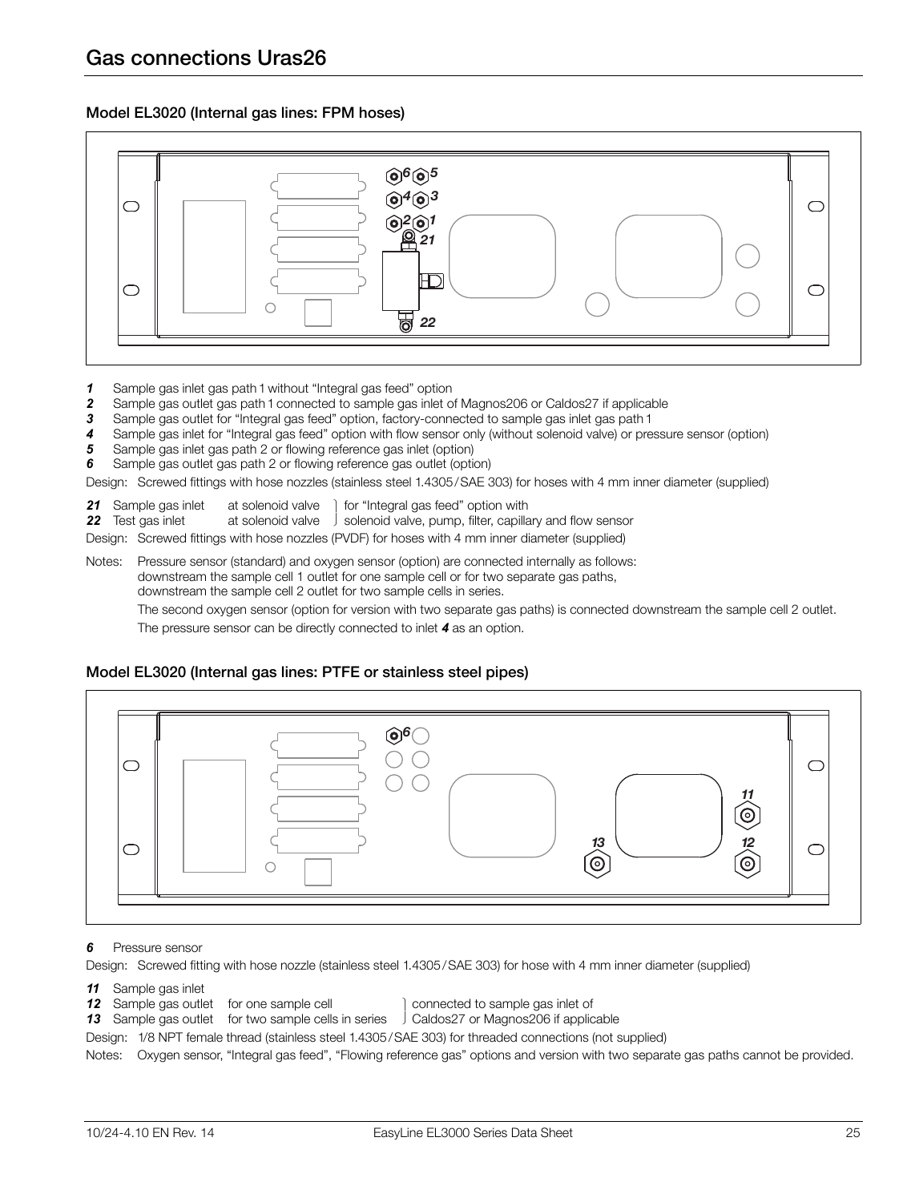# Gas connections Uras26

## Model EL3020 (Internal gas lines: FPM hoses)

6 5
4 3
2 1
21
22

**1** Sample gas inlet gas path 1 without "Integral gas feed" option
**2** Sample gas outlet gas path 1 connected to sample gas inlet of Magnos206 or Caldos27 if applicable
**3** Sample gas outlet for "Integral gas feed" option, factory-connected to sample gas inlet gas path 1
**4** Sample gas inlet for "Integral gas feed" option with flow sensor only (without solenoid valve) or pressure sensor (option)
**5** Sample gas inlet gas path 2 or flowing reference gas inlet (option)
**6** Sample gas outlet gas path 2 or flowing reference gas outlet (option)

Design: Screwed fittings with hose nozzles (stainless steel 1.4305 / SAE 303) for hoses with 4 mm inner diameter (supplied)

**21** Sample gas inlet at solenoid valve } for "Integral gas feed" option with
**22** Test gas inlet at solenoid valve } solenoid valve, pump, filter, capillary and flow sensor

Design: Screwed fittings with hose nozzles (PVDF) for hoses with 4 mm inner diameter (supplied)

Notes: Pressure sensor (standard) and oxygen sensor (option) are connected internally as follows:
downstream the sample cell 1 outlet for one sample cell or for two separate gas paths,
downstream the sample cell 2 outlet for two sample cells in series.

The second oxygen sensor (option for version with two separate gas paths) is connected downstream the sample cell 2 outlet.

The pressure sensor can be directly connected to inlet ***4*** as an option.

## Model EL3020 (Internal gas lines: PTFE or stainless steel pipes)

6
11
13
12

**6** Pressure sensor

Design: Screwed fitting with hose nozzle (stainless steel 1.4305 / SAE 303) for hose with 4 mm inner diameter (supplied)

**11** Sample gas inlet
**12** Sample gas outlet for one sample cell } connected to sample gas inlet of
**13** Sample gas outlet for two sample cells in series } Caldos27 or Magnos206 if applicable

Design: 1/8 NPT female thread (stainless steel 1.4305 / SAE 303) for threaded connections (not supplied)

Notes: Oxygen sensor, "Integral gas feed", "Flowing reference gas" options and version with two separate gas paths cannot be provided.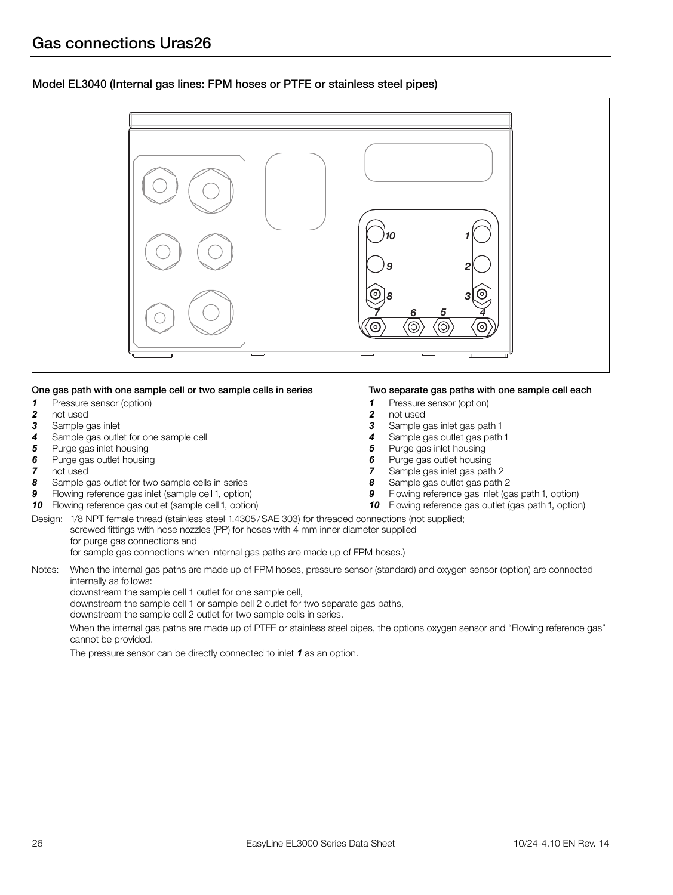# Gas connections Uras26

## Model EL3040 (Internal gas lines: FPM hoses or PTFE or stainless steel pipes)

10
9
8
7
6
5
4
1
2
3

### One gas path with one sample cell or two sample cells in series

- ***1*** Pressure sensor (option)
- ***2*** not used
- ***3*** Sample gas inlet
- ***4*** Sample gas outlet for one sample cell
- ***5*** Purge gas inlet housing
- ***6*** Purge gas outlet housing
- ***7*** not used
- ***8*** Sample gas outlet for two sample cells in series
- ***9*** Flowing reference gas inlet (sample cell 1, option)
- ***10*** Flowing reference gas outlet (sample cell 1, option)

### Two separate gas paths with one sample cell each

- ***1*** Pressure sensor (option)
- ***2*** not used
- ***3*** Sample gas inlet gas path 1
- ***4*** Sample gas outlet gas path 1
- ***5*** Purge gas inlet housing
- ***6*** Purge gas outlet housing
- ***7*** Sample gas inlet gas path 2
- ***8*** Sample gas outlet gas path 2
- ***9*** Flowing reference gas inlet (gas path 1, option)
- ***10*** Flowing reference gas outlet (gas path 1, option)

Design: 1/8 NPT female thread (stainless steel 1.4305 / SAE 303) for threaded connections (not supplied; screwed fittings with hose nozzles (PP) for hoses with 4 mm inner diameter supplied for purge gas connections and for sample gas connections when internal gas paths are made up of FPM hoses.)

Notes: When the internal gas paths are made up of FPM hoses, pressure sensor (standard) and oxygen sensor (option) are connected internally as follows:
downstream the sample cell 1 outlet for one sample cell,
downstream the sample cell 1 or sample cell 2 outlet for two separate gas paths,
downstream the sample cell 2 outlet for two sample cells in series.

When the internal gas paths are made up of PTFE or stainless steel pipes, the options oxygen sensor and "Flowing reference gas" cannot be provided.

The pressure sensor can be directly connected to inlet ***1*** as an option.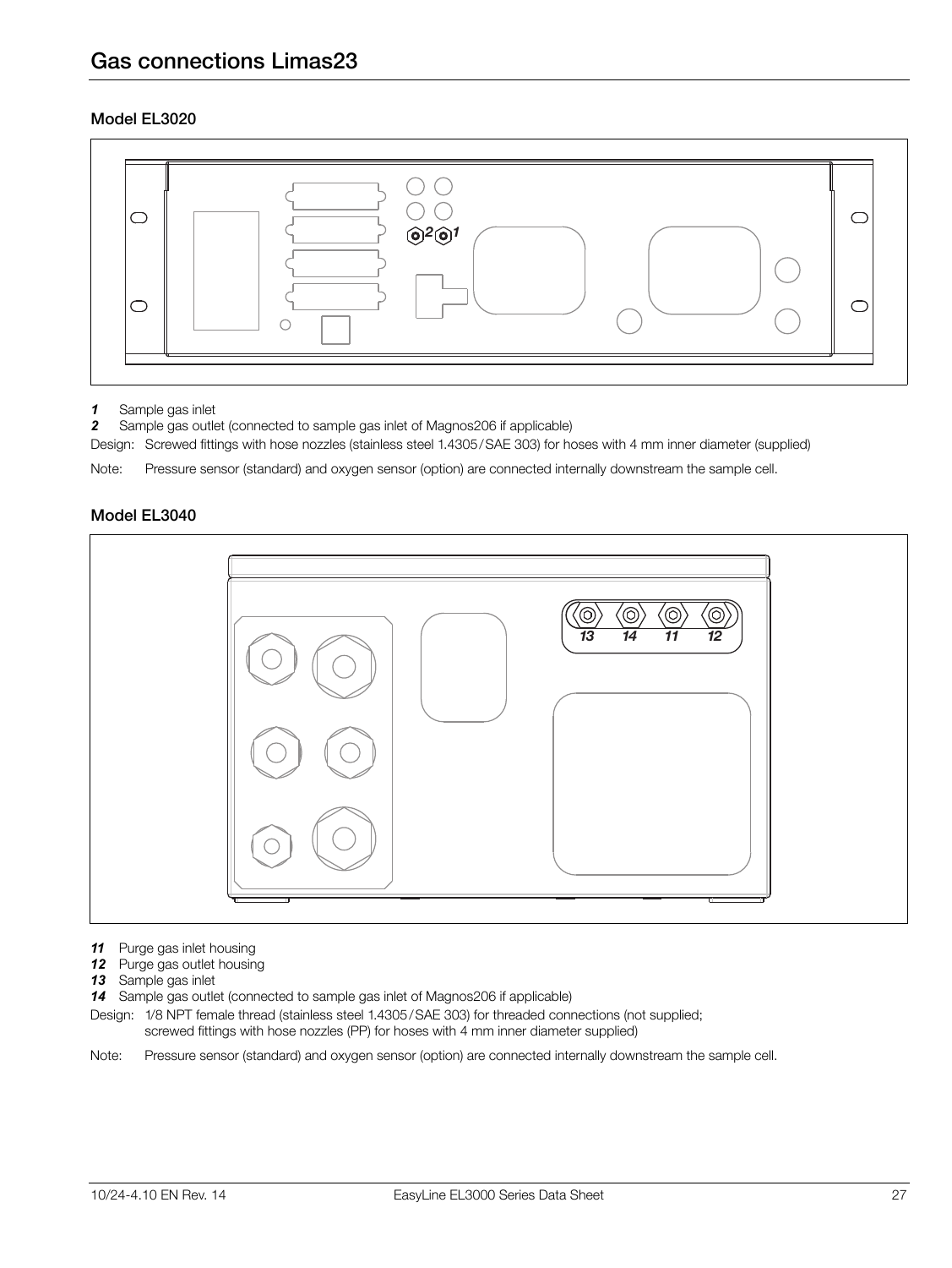# Gas connections Limas23

### Model EL3020

2 1

*1* Sample gas inlet
*2* Sample gas outlet (connected to sample gas inlet of Magnos206 if applicable)

Design: Screwed fittings with hose nozzles (stainless steel 1.4305/SAE 303) for hoses with 4 mm inner diameter (supplied)

Note: Pressure sensor (standard) and oxygen sensor (option) are connected internally downstream the sample cell.

### Model EL3040

13 14 11 12

*11* Purge gas inlet housing
*12* Purge gas outlet housing
*13* Sample gas inlet
*14* Sample gas outlet (connected to sample gas inlet of Magnos206 if applicable)

Design: 1/8 NPT female thread (stainless steel 1.4305/SAE 303) for threaded connections (not supplied; screwed fittings with hose nozzles (PP) for hoses with 4 mm inner diameter supplied)

Note: Pressure sensor (standard) and oxygen sensor (option) are connected internally downstream the sample cell.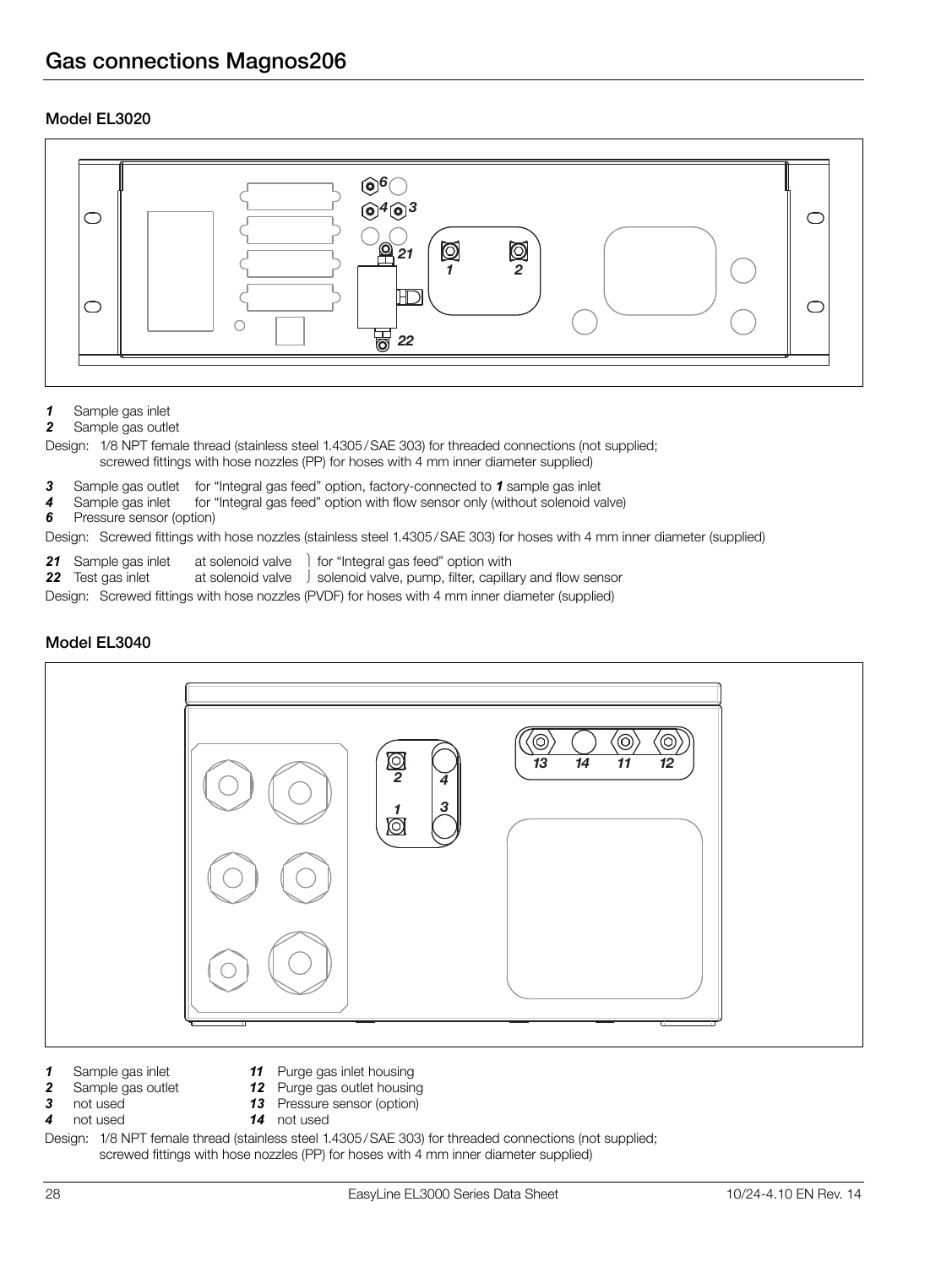# Gas connections Magnos206

### Model EL3020

6
4 3
21
1 2
22

***1*** Sample gas inlet
***2*** Sample gas outlet

Design: 1/8 NPT female thread (stainless steel 1.4305 / SAE 303) for threaded connections (not supplied; screwed fittings with hose nozzles (PP) for hoses with 4 mm inner diameter supplied)

***3*** Sample gas outlet for "Integral gas feed" option, factory-connected to ***1*** sample gas inlet
***4*** Sample gas inlet for "Integral gas feed" option with flow sensor only (without solenoid valve)
***6*** Pressure sensor (option)

Design: Screwed fittings with hose nozzles (stainless steel 1.4305 / SAE 303) for hoses with 4 mm inner diameter (supplied)

***21*** Sample gas inlet at solenoid valve } for "Integral gas feed" option with
***22*** Test gas inlet at solenoid valve } solenoid valve, pump, filter, capillary and flow sensor

Design: Screwed fittings with hose nozzles (PVDF) for hoses with 4 mm inner diameter (supplied)

### Model EL3040

13 14 11 12
2 4
1 3

***1*** Sample gas inlet
***2*** Sample gas outlet
***3*** not used
***4*** not used
***11*** Purge gas inlet housing
***12*** Purge gas outlet housing
***13*** Pressure sensor (option)
***14*** not used

Design: 1/8 NPT female thread (stainless steel 1.4305 / SAE 303) for threaded connections (not supplied; screwed fittings with hose nozzles (PP) for hoses with 4 mm inner diameter supplied)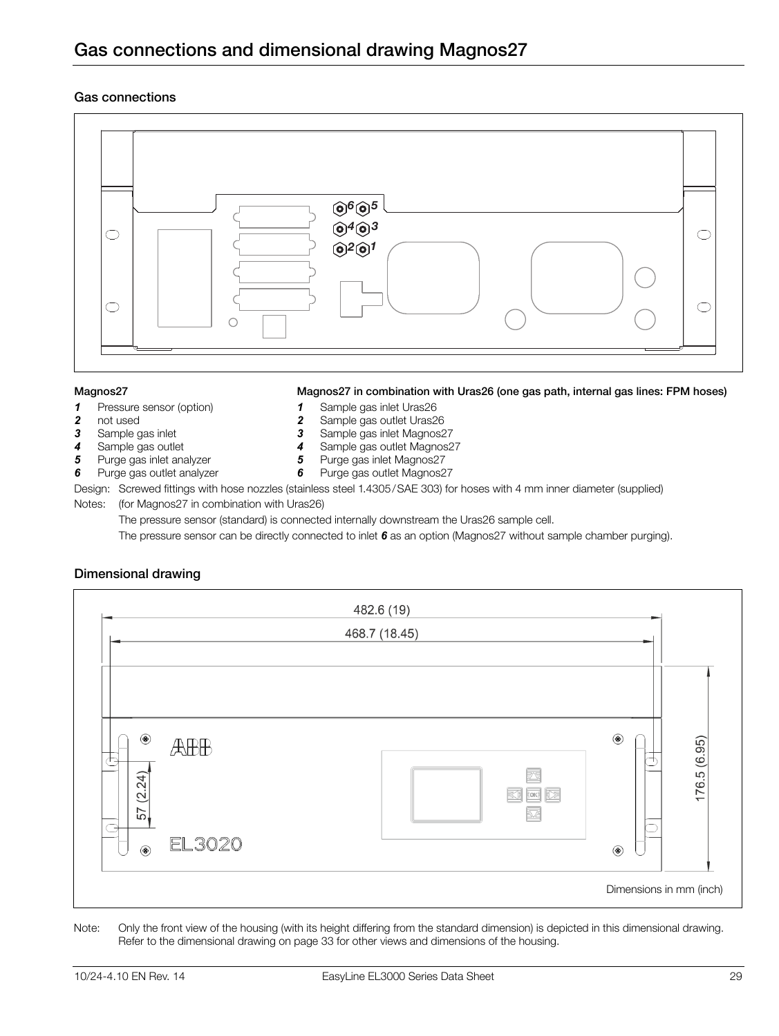# Gas connections and dimensional drawing Magnos27

### Gas connections

6 5
4 3
2 1

**Magnos27**

- ***1*** Pressure sensor (option)
- ***2*** not used
- ***3*** Sample gas inlet
- ***4*** Sample gas outlet
- ***5*** Purge gas inlet analyzer
- ***6*** Purge gas outlet analyzer

**Magnos27 in combination with Uras26 (one gas path, internal gas lines: FPM hoses)**

- ***1*** Sample gas inlet Uras26
- ***2*** Sample gas outlet Uras26
- ***3*** Sample gas inlet Magnos27
- ***4*** Sample gas outlet Magnos27
- ***5*** Purge gas inlet Magnos27
- ***6*** Purge gas outlet Magnos27

Design: Screwed fittings with hose nozzles (stainless steel 1.4305/SAE 303) for hoses with 4 mm inner diameter (supplied)

Notes: (for Magnos27 in combination with Uras26)

The pressure sensor (standard) is connected internally downstream the Uras26 sample cell.

The pressure sensor can be directly connected to inlet ***6*** as an option (Magnos27 without sample chamber purging).

### Dimensional drawing

482.6 (19)

468.7 (18.45)

176.5 (6.95)

57 (2.24)

ABB

EL3020

Dimensions in mm (inch)

Note: Only the front view of the housing (with its height differing from the standard dimension) is depicted in this dimensional drawing. Refer to the dimensional drawing on page 33 for other views and dimensions of the housing.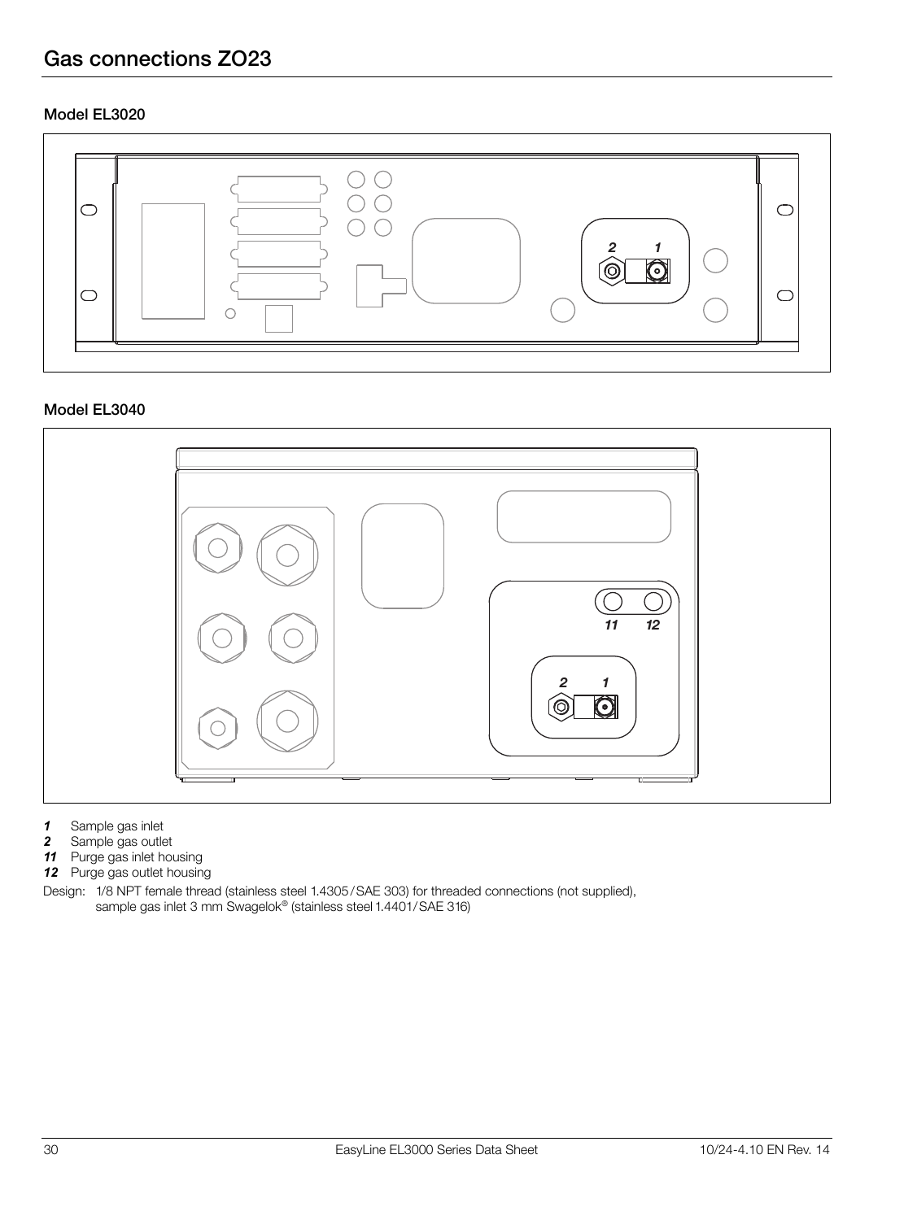## Gas connections ZO23

### Model EL3020

2 1

### Model EL3040

11 12

2 1

***1*** Sample gas inlet
***2*** Sample gas outlet
***11*** Purge gas inlet housing
***12*** Purge gas outlet housing

Design: 1/8 NPT female thread (stainless steel 1.4305 / SAE 303) for threaded connections (not supplied), sample gas inlet 3 mm Swagelok® (stainless steel 1.4401 / SAE 316)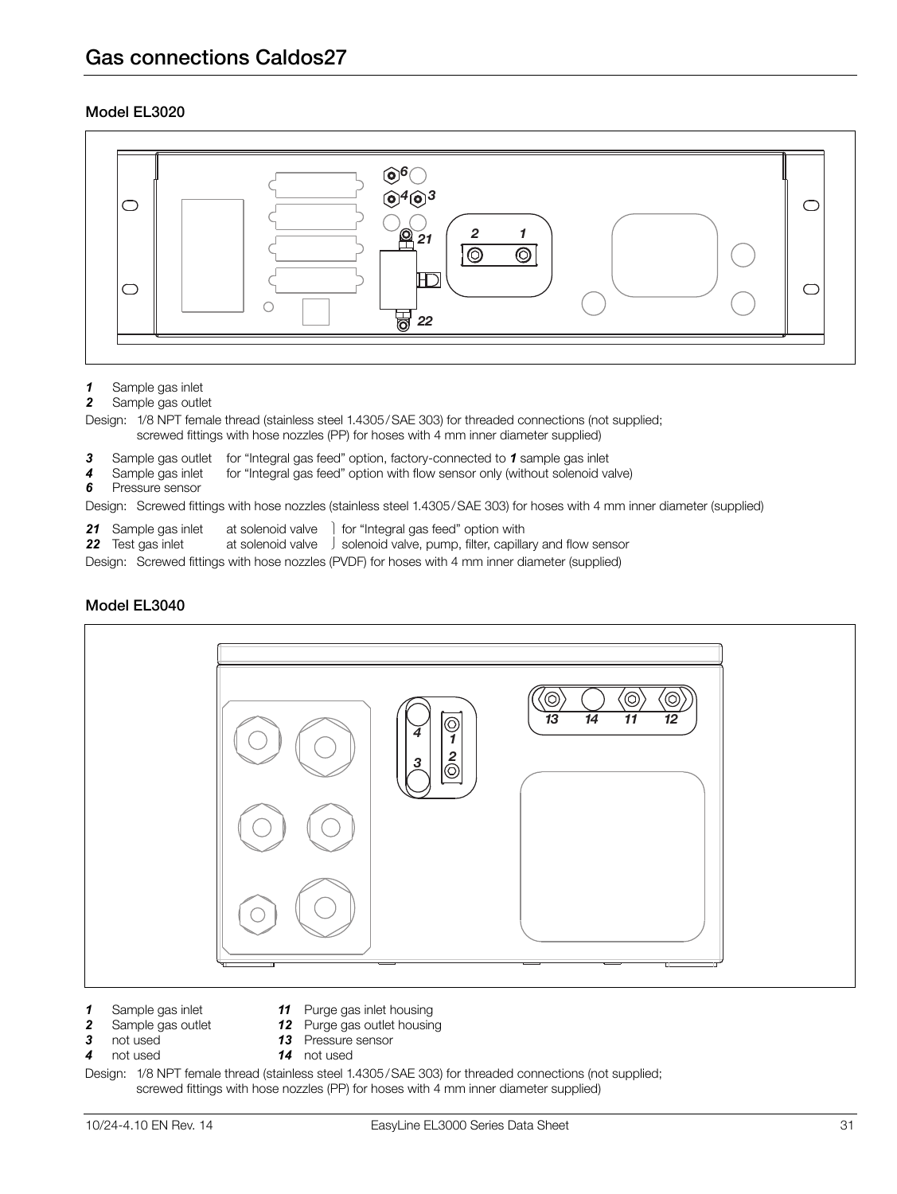# Gas connections Caldos27

## Model EL3020

6
4 3
21
2 1
22

***1*** Sample gas inlet
***2*** Sample gas outlet

Design: 1/8 NPT female thread (stainless steel 1.4305 / SAE 303) for threaded connections (not supplied; screwed fittings with hose nozzles (PP) for hoses with 4 mm inner diameter supplied)

***3*** Sample gas outlet for "Integral gas feed" option, factory-connected to ***1*** sample gas inlet
***4*** Sample gas inlet for "Integral gas feed" option with flow sensor only (without solenoid valve)
***6*** Pressure sensor

Design: Screwed fittings with hose nozzles (stainless steel 1.4305 / SAE 303) for hoses with 4 mm inner diameter (supplied)

***21*** Sample gas inlet at solenoid valve } for "Integral gas feed" option with
***22*** Test gas inlet at solenoid valve } solenoid valve, pump, filter, capillary and flow sensor

Design: Screwed fittings with hose nozzles (PVDF) for hoses with 4 mm inner diameter (supplied)

## Model EL3040

4 1
3 2
13 14 11 12

***1*** Sample gas inlet
***2*** Sample gas outlet
***3*** not used
***4*** not used
***11*** Purge gas inlet housing
***12*** Purge gas outlet housing
***13*** Pressure sensor
***14*** not used

Design: 1/8 NPT female thread (stainless steel 1.4305 / SAE 303) for threaded connections (not supplied; screwed fittings with hose nozzles (PP) for hoses with 4 mm inner diameter supplied)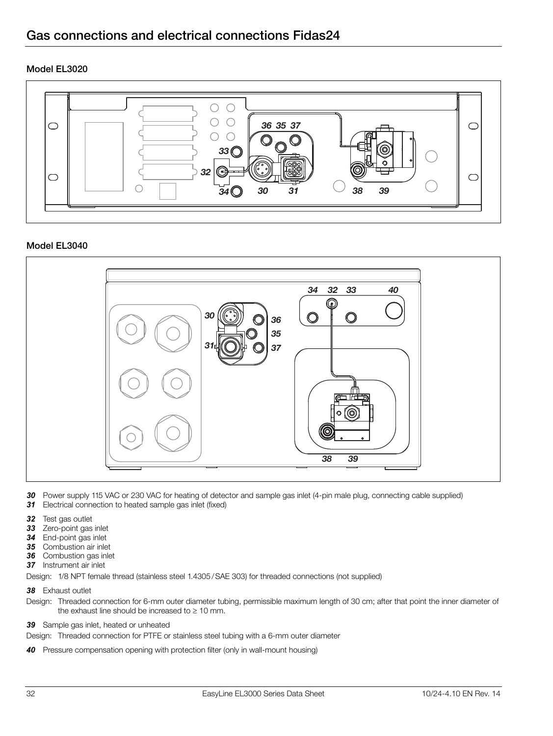## Gas connections and electrical connections Fidas24

### Model EL3020

36 35 37

33

32

34 30 31 38 39

### Model EL3040

34 32 33 40

30

36

35

31

37

38 39

***30*** Power supply 115 VAC or 230 VAC for heating of detector and sample gas inlet (4-pin male plug, connecting cable supplied)
***31*** Electrical connection to heated sample gas inlet (fixed)

***32*** Test gas outlet
***33*** Zero-point gas inlet
***34*** End-point gas inlet
***35*** Combustion air inlet
***36*** Combustion gas inlet
***37*** Instrument air inlet

Design: 1/8 NPT female thread (stainless steel 1.4305 / SAE 303) for threaded connections (not supplied)

***38*** Exhaust outlet

Design: Threaded connection for 6-mm outer diameter tubing, permissible maximum length of 30 cm; after that point the inner diameter of the exhaust line should be increased to ≥ 10 mm.

***39*** Sample gas inlet, heated or unheated

Design: Threaded connection for PTFE or stainless steel tubing with a 6-mm outer diameter

***40*** Pressure compensation opening with protection filter (only in wall-mount housing)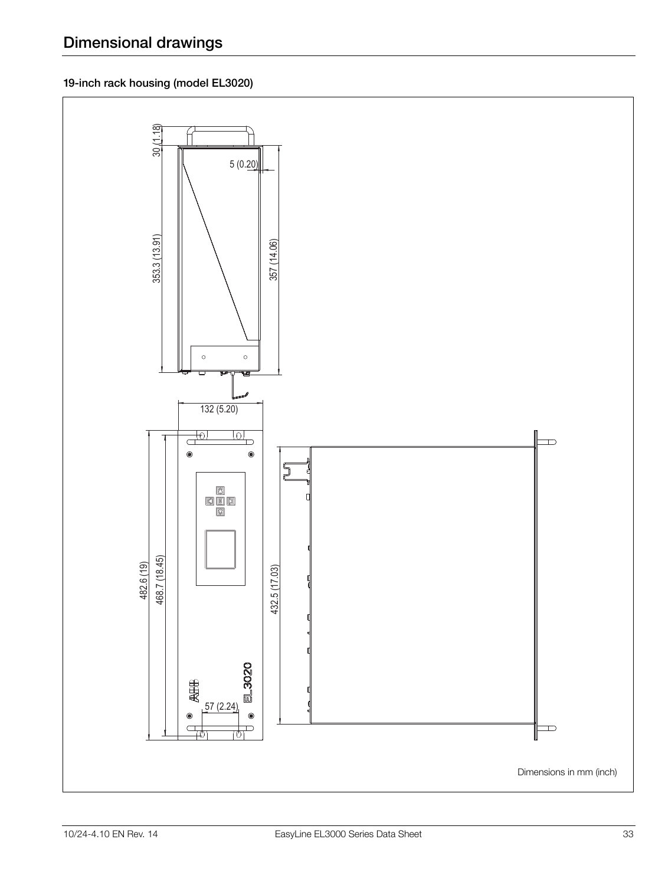# Dimensional drawings

## 19-inch rack housing (model EL3020)

30 (1.18)

5 (0.20)

353.3 (13.91)

357 (14.06)

132 (5.20)

482.6 (19)

468.7 (18.45)

432.5 (17.03)

57 (2.24)

EL3020

Dimensions in mm (inch)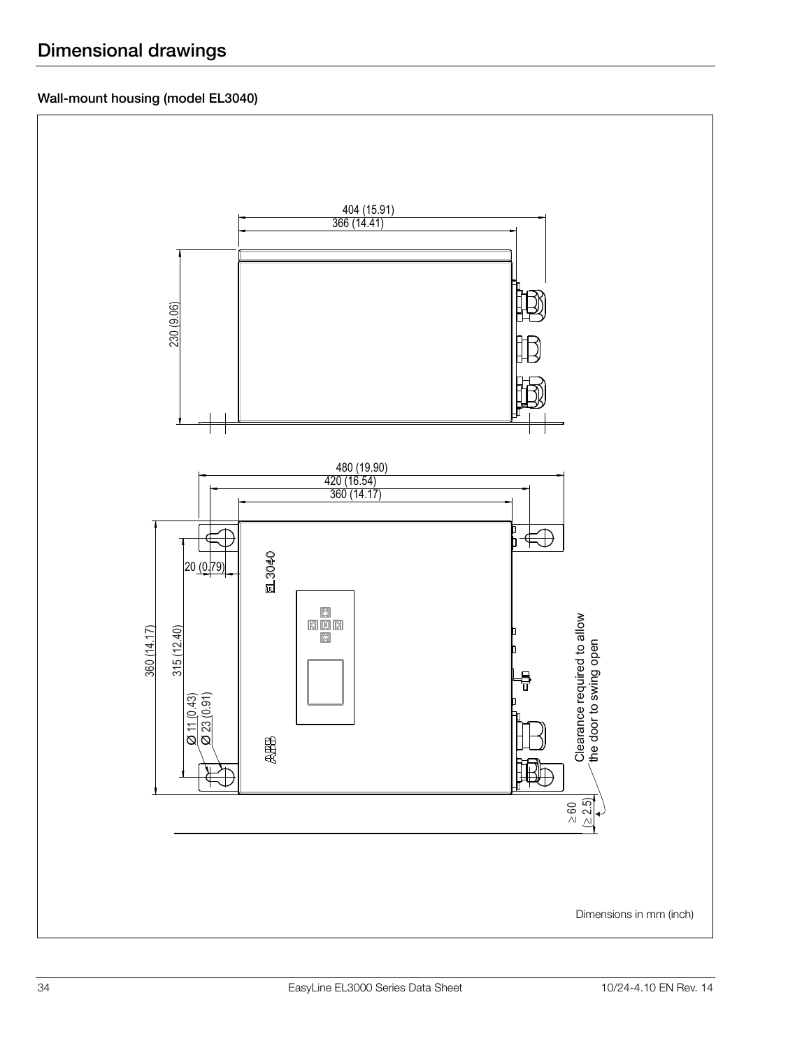# Dimensional drawings

### Wall-mount housing (model EL3040)

404 (15.91)
366 (14.41)
230 (9.06)

480 (19.90)
420 (16.54)
360 (14.17)
20 (0.79)
360 (14.17)
315 (12.40)
Ø 11 (0.43)
Ø 23 (0.91)
EL3040
ABB
Clearance required to allow the door to swing open
≥ 60 (≥ 2.5)

Dimensions in mm (inch)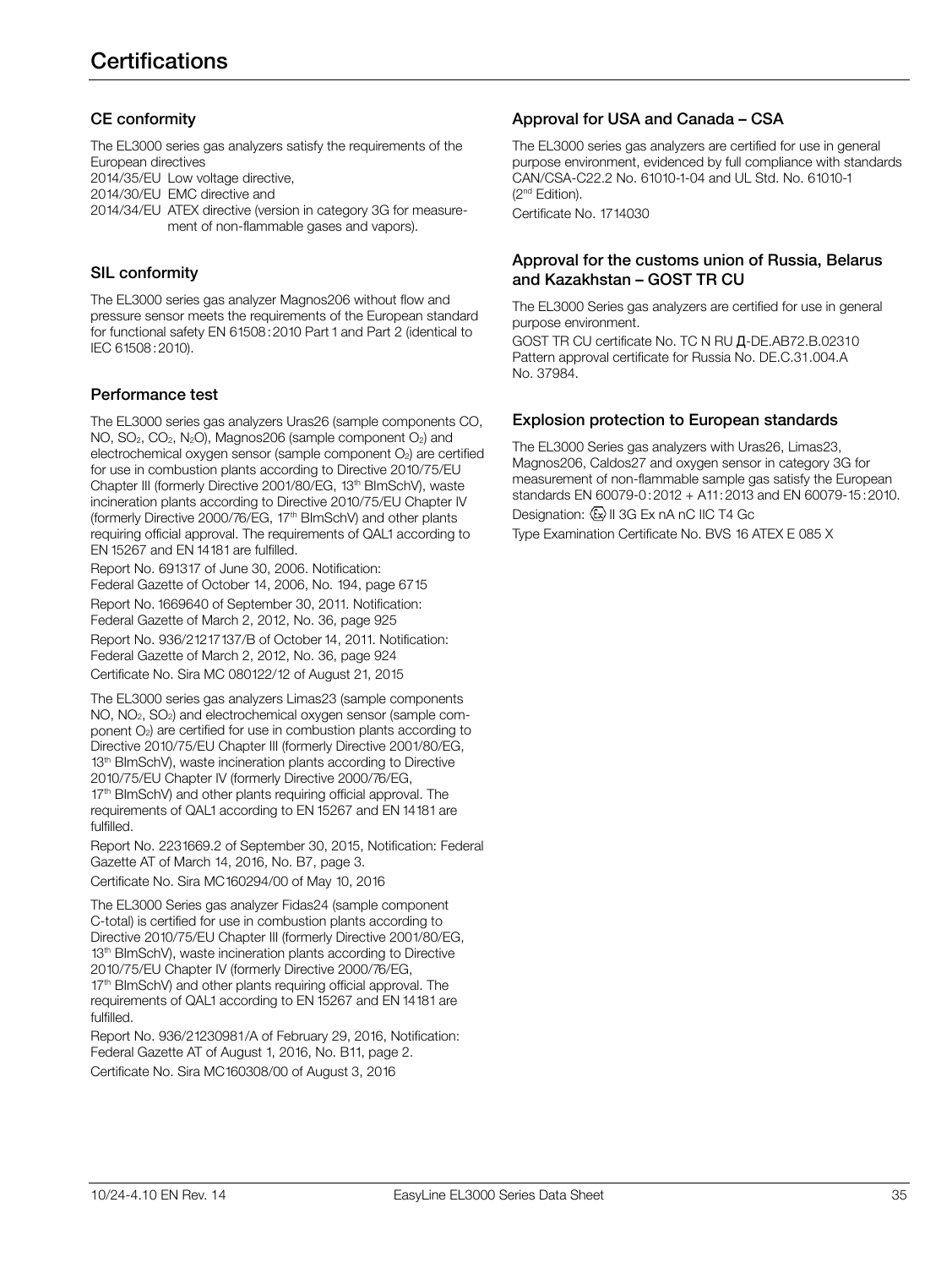# Certifications

## CE conformity

The EL3000 series gas analyzers satisfy the requirements of the European directives

2014/35/EU Low voltage directive,
2014/30/EU EMC directive and
2014/34/EU ATEX directive (version in category 3G for measurement of non-flammable gases and vapors).

## SIL conformity

The EL3000 series gas analyzer Magnos206 without flow and pressure sensor meets the requirements of the European standard for functional safety EN 61508 : 2010 Part 1 and Part 2 (identical to IEC 61508 : 2010).

## Performance test

The EL3000 series gas analyzers Uras26 (sample components CO, NO, $SO_2$, $CO_2$, $N_2O$), Magnos206 (sample component $O_2$) and electrochemical oxygen sensor (sample component $O_2$) are certified for use in combustion plants according to Directive 2010/75/EU Chapter III (formerly Directive 2001/80/EG, 13th BImSchV), waste incineration plants according to Directive 2010/75/EU Chapter IV (formerly Directive 2000/76/EG, 17th BImSchV) and other plants requiring official approval. The requirements of QAL1 according to EN 15267 and EN 14181 are fulfilled.

Report No. 691317 of June 30, 2006. Notification: Federal Gazette of October 14, 2006, No. 194, page 6715

Report No. 1669640 of September 30, 2011. Notification: Federal Gazette of March 2, 2012, No. 36, page 925

Report No. 936/21217137/B of October 14, 2011. Notification: Federal Gazette of March 2, 2012, No. 36, page 924

Certificate No. Sira MC 080122/12 of August 21, 2015

The EL3000 series gas analyzers Limas23 (sample components NO, $NO_2$, $SO_2$) and electrochemical oxygen sensor (sample component $O_2$) are certified for use in combustion plants according to Directive 2010/75/EU Chapter III (formerly Directive 2001/80/EG, 13th BImSchV), waste incineration plants according to Directive 2010/75/EU Chapter IV (formerly Directive 2000/76/EG, 17th BImSchV) and other plants requiring official approval. The requirements of QAL1 according to EN 15267 and EN 14181 are fulfilled.

Report No. 2231669.2 of September 30, 2015, Notification: Federal Gazette AT of March 14, 2016, No. B7, page 3.

Certificate No. Sira MC160294/00 of May 10, 2016

The EL3000 Series gas analyzer Fidas24 (sample component C-total) is certified for use in combustion plants according to Directive 2010/75/EU Chapter III (formerly Directive 2001/80/EG, 13th BImSchV), waste incineration plants according to Directive 2010/75/EU Chapter IV (formerly Directive 2000/76/EG, 17th BImSchV) and other plants requiring official approval. The requirements of QAL1 according to EN 15267 and EN 14181 are fulfilled.

Report No. 936/21230981/A of February 29, 2016, Notification: Federal Gazette AT of August 1, 2016, No. B11, page 2.

Certificate No. Sira MC160308/00 of August 3, 2016

## Approval for USA and Canada – CSA

The EL3000 series gas analyzers are certified for use in general purpose environment, evidenced by full compliance with standards CAN/CSA-C22.2 No. 61010-1-04 and UL Std. No. 61010-1 (2nd Edition).

Certificate No. 1714030

## Approval for the customs union of Russia, Belarus and Kazakhstan – GOST TR CU

The EL3000 Series gas analyzers are certified for use in general purpose environment.

GOST TR CU certificate No. TC N RU Д-DE.AB72.B.02310
Pattern approval certificate for Russia No. DE.C.31.004.A No. 37984.

## Explosion protection to European standards

The EL3000 Series gas analyzers with Uras26, Limas23, Magnos206, Caldos27 and oxygen sensor in category 3G for measurement of non-flammable sample gas satisfy the European standards EN 60079-0 : 2012 + A11 : 2013 and EN 60079-15 : 2010.

Designation: Ⓔx II 3G Ex nA nC IIC T4 Gc

Type Examination Certificate No. BVS 16 ATEX E 085 X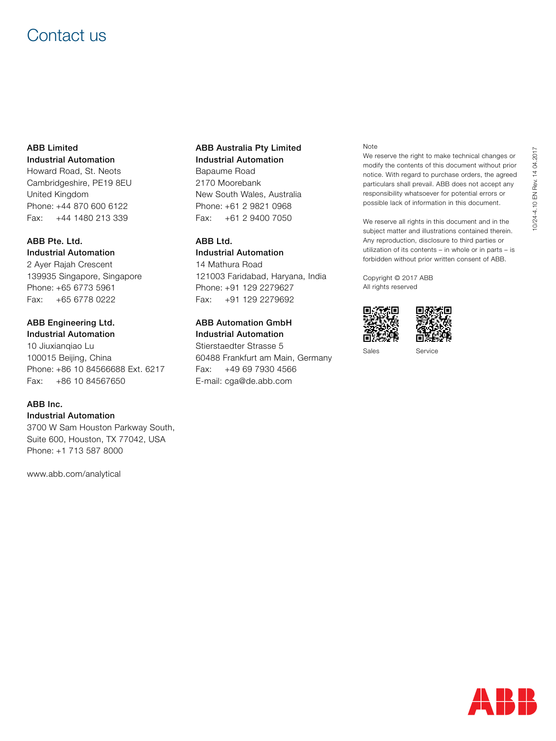# Contact us

**ABB Limited**
**Industrial Automation**
Howard Road, St. Neots
Cambridgeshire, PE19 8EU
United Kingdom
Phone: +44 870 600 6122
Fax: +44 1480 213 339

**ABB Pte. Ltd.**
**Industrial Automation**
2 Ayer Rajah Crescent
139935 Singapore, Singapore
Phone: +65 6773 5961
Fax: +65 6778 0222

**ABB Engineering Ltd.**
**Industrial Automation**
10 Jiuxianqiao Lu
100015 Beijing, China
Phone: +86 10 84566688 Ext. 6217
Fax: +86 10 84567650

**ABB Inc.**
**Industrial Automation**
3700 W Sam Houston Parkway South,
Suite 600, Houston, TX 77042, USA
Phone: +1 713 587 8000

www.abb.com/analytical

**ABB Australia Pty Limited**
**Industrial Automation**
Bapaume Road
2170 Moorebank
New South Wales, Australia
Phone: +61 2 9821 0968
Fax: +61 2 9400 7050

**ABB Ltd.**
**Industrial Automation**
14 Mathura Road
121003 Faridabad, Haryana, India
Phone: +91 129 2279627
Fax: +91 129 2279692

**ABB Automation GmbH**
**Industrial Automation**
Stierstaedter Strasse 5
60488 Frankfurt am Main, Germany
Fax: +49 69 7930 4566
E-mail: cga@de.abb.com

Note
We reserve the right to make technical changes or modify the contents of this document without prior notice. With regard to purchase orders, the agreed particulars shall prevail. ABB does not accept any responsibility whatsoever for potential errors or possible lack of information in this document.

We reserve all rights in this document and in the subject matter and illustrations contained therein. Any reproduction, disclosure to third parties or utilization of its contents – in whole or in parts – is forbidden without prior written consent of ABB.

Copyright © 2017 ABB
All rights reserved

Sales

Service

10/24-4.10 EN Rev. 14 04.2017